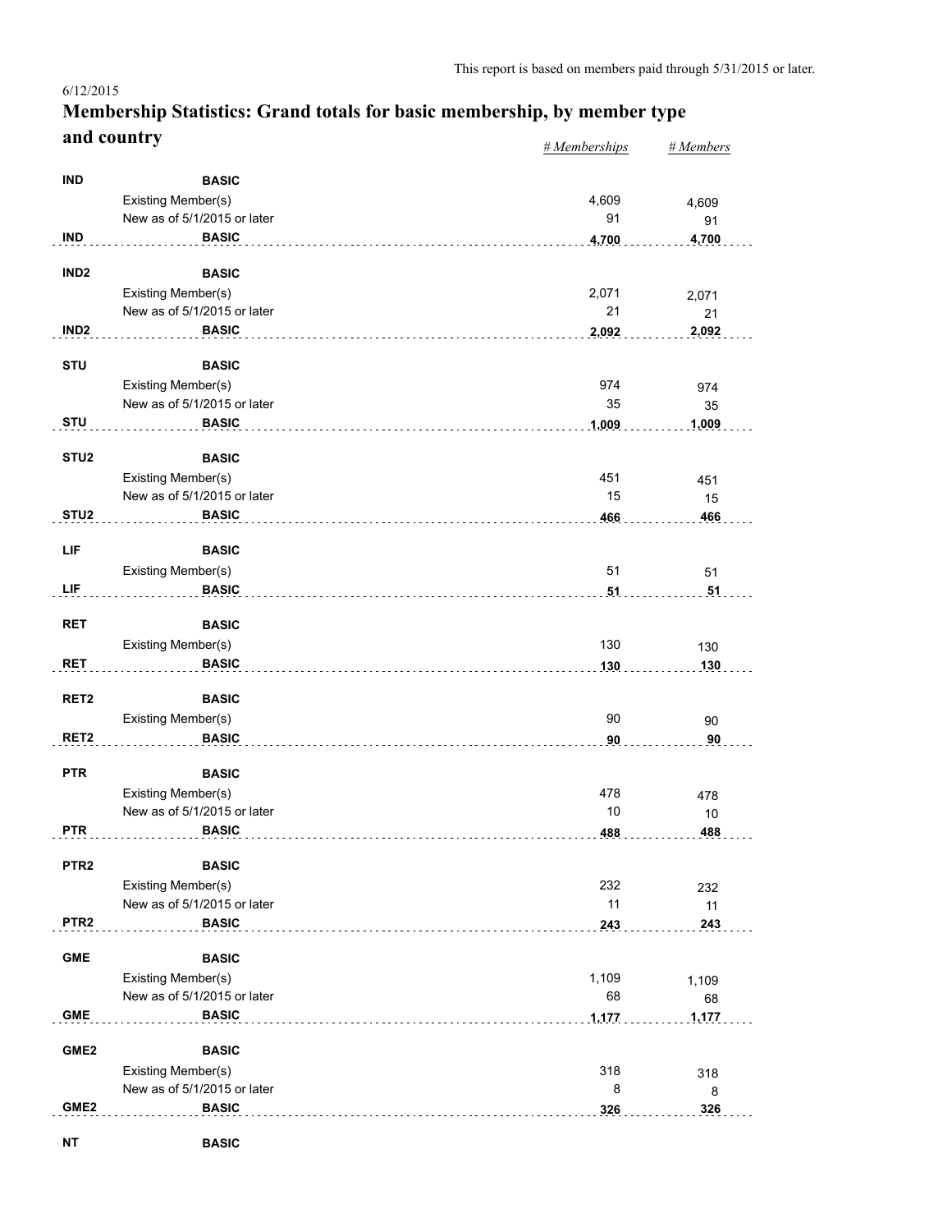This report is based on members paid through 5/31/2015 or later.

6/12/2015

# Membership Statistics: Grand totals for basic membership, by member type and country

| | | | # Memberships | # Members |
|---|---|---|---|---|
| **IND** | **BASIC** | | | |
| | Existing Member(s) | | 4,609 | 4,609 |
| | New as of 5/1/2015 or later | | 91 | 91 |
| **IND** | **BASIC** | | **4,700** | **4,700** |
| **IND2** | **BASIC** | | | |
| | Existing Member(s) | | 2,071 | 2,071 |
| | New as of 5/1/2015 or later | | 21 | 21 |
| **IND2** | **BASIC** | | **2,092** | **2,092** |
| **STU** | **BASIC** | | | |
| | Existing Member(s) | | 974 | 974 |
| | New as of 5/1/2015 or later | | 35 | 35 |
| **STU** | **BASIC** | | **1,009** | **1,009** |
| **STU2** | **BASIC** | | | |
| | Existing Member(s) | | 451 | 451 |
| | New as of 5/1/2015 or later | | 15 | 15 |
| **STU2** | **BASIC** | | **466** | **466** |
| **LIF** | **BASIC** | | | |
| | Existing Member(s) | | 51 | 51 |
| **LIF** | **BASIC** | | **51** | **51** |
| **RET** | **BASIC** | | | |
| | Existing Member(s) | | 130 | 130 |
| **RET** | **BASIC** | | **130** | **130** |
| **RET2** | **BASIC** | | | |
| | Existing Member(s) | | 90 | 90 |
| **RET2** | **BASIC** | | **90** | **90** |
| **PTR** | **BASIC** | | | |
| | Existing Member(s) | | 478 | 478 |
| | New as of 5/1/2015 or later | | 10 | 10 |
| **PTR** | **BASIC** | | **488** | **488** |
| **PTR2** | **BASIC** | | | |
| | Existing Member(s) | | 232 | 232 |
| | New as of 5/1/2015 or later | | 11 | 11 |
| **PTR2** | **BASIC** | | **243** | **243** |
| **GME** | **BASIC** | | | |
| | Existing Member(s) | | 1,109 | 1,109 |
| | New as of 5/1/2015 or later | | 68 | 68 |
| **GME** | **BASIC** | | **1,177** | **1,177** |
| **GME2** | **BASIC** | | | |
| | Existing Member(s) | | 318 | 318 |
| | New as of 5/1/2015 or later | | 8 | 8 |
| **GME2** | **BASIC** | | **326** | **326** |
| **NT** | **BASIC** | | | |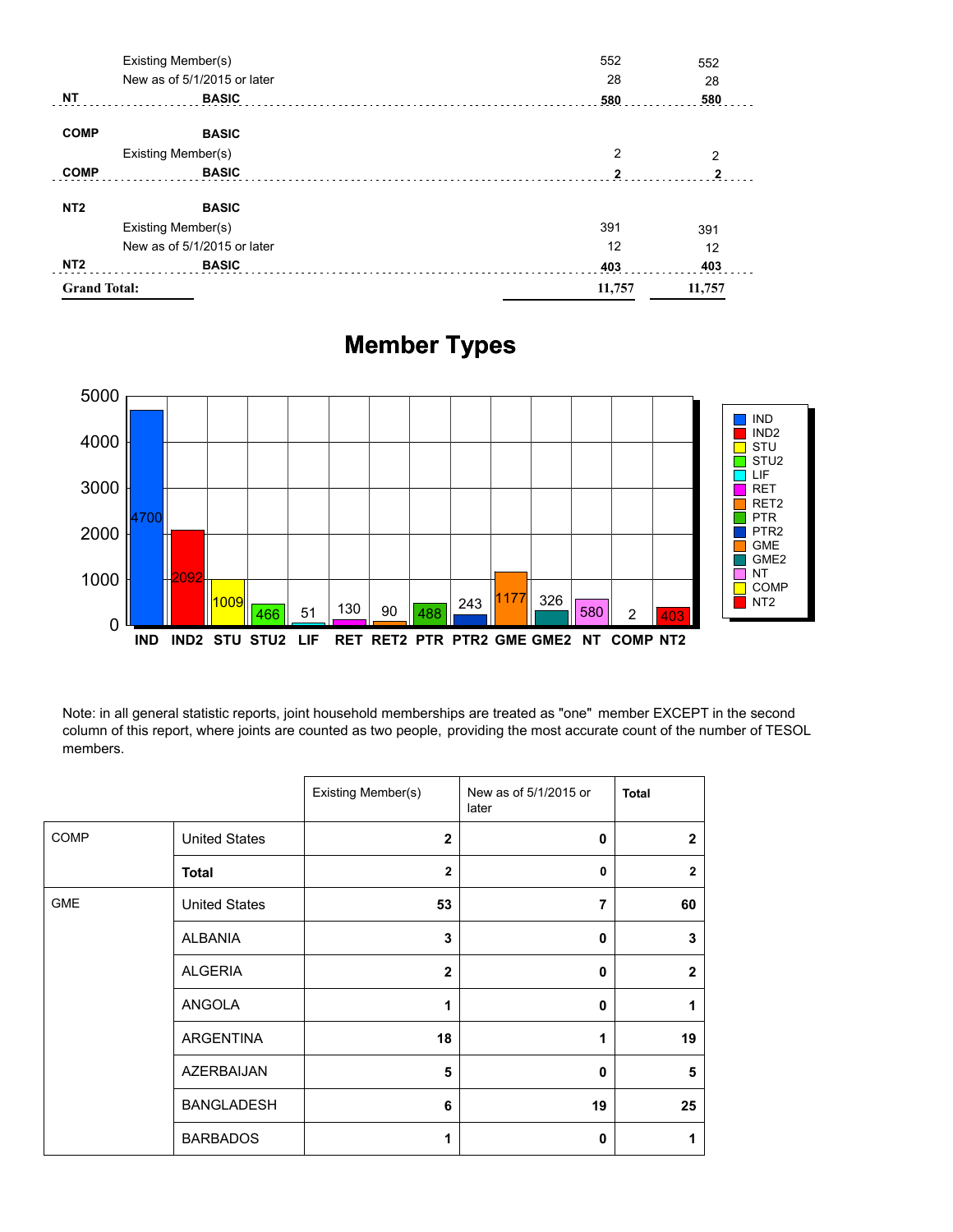| | | | |
|---|---|---|---|
| | Existing Member(s) | 552 | 552 |
| | New as of 5/1/2015 or later | 28 | 28 |
| **NT** | **BASIC** | **580** | **580** |
| **COMP** | **BASIC** | | |
| | Existing Member(s) | 2 | 2 |
| **COMP** | **BASIC** | **2** | **2** |
| **NT2** | **BASIC** | | |
| | Existing Member(s) | 391 | 391 |
| | New as of 5/1/2015 or later | 12 | 12 |
| **NT2** | **BASIC** | **403** | **403** |
| **Grand Total:** | | **11,757** | **11,757** |

## Member Types

| Member Type | Count |
|---|---|
| IND | 4700 |
| IND2 | 2092 |
| STU | 1009 |
| STU2 | 466 |
| LIF | 51 |
| RET | 130 |
| RET2 | 90 |
| PTR | 488 |
| PTR2 | 243 |
| GME | 1177 |
| GME2 | 326 |
| NT | 580 |
| COMP | 2 |
| NT2 | 403 |

Note: in all general statistic reports, joint household memberships are treated as "one" member EXCEPT in the second column of this report, where joints are counted as two people, providing the most accurate count of the number of TESOL members.

| | | Existing Member(s) | New as of 5/1/2015 or later | **Total** |
|---|---|---|---|---|
| COMP | United States | **2** | **0** | **2** |
| | **Total** | **2** | **0** | **2** |
| GME | United States | **53** | **7** | **60** |
| | ALBANIA | **3** | **0** | **3** |
| | ALGERIA | **2** | **0** | **2** |
| | ANGOLA | **1** | **0** | **1** |
| | ARGENTINA | **18** | **1** | **19** |
| | AZERBAIJAN | **5** | **0** | **5** |
| | BANGLADESH | **6** | **19** | **25** |
| | BARBADOS | **1** | **0** | **1** |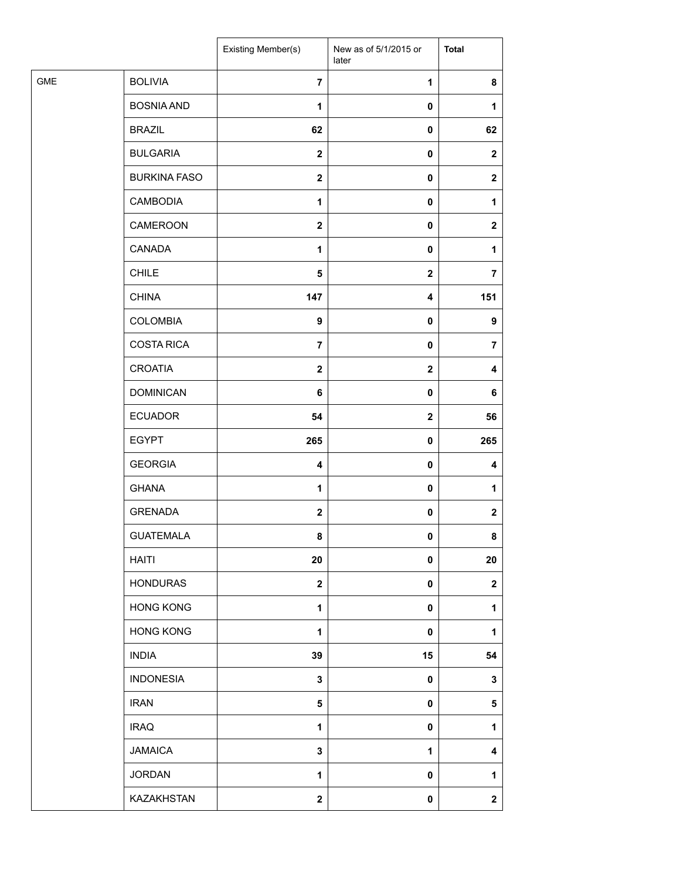| | | Existing Member(s) | New as of 5/1/2015 or later | **Total** |
| --- | --- | --- | --- | --- |
| GME | BOLIVIA | **7** | **1** | **8** |
| | BOSNIA AND | **1** | **0** | **1** |
| | BRAZIL | **62** | **0** | **62** |
| | BULGARIA | **2** | **0** | **2** |
| | BURKINA FASO | **2** | **0** | **2** |
| | CAMBODIA | **1** | **0** | **1** |
| | CAMEROON | **2** | **0** | **2** |
| | CANADA | **1** | **0** | **1** |
| | CHILE | **5** | **2** | **7** |
| | CHINA | **147** | **4** | **151** |
| | COLOMBIA | **9** | **0** | **9** |
| | COSTA RICA | **7** | **0** | **7** |
| | CROATIA | **2** | **2** | **4** |
| | DOMINICAN | **6** | **0** | **6** |
| | ECUADOR | **54** | **2** | **56** |
| | EGYPT | **265** | **0** | **265** |
| | GEORGIA | **4** | **0** | **4** |
| | GHANA | **1** | **0** | **1** |
| | GRENADA | **2** | **0** | **2** |
| | GUATEMALA | **8** | **0** | **8** |
| | HAITI | **20** | **0** | **20** |
| | HONDURAS | **2** | **0** | **2** |
| | HONG KONG | **1** | **0** | **1** |
| | HONG KONG | **1** | **0** | **1** |
| | INDIA | **39** | **15** | **54** |
| | INDONESIA | **3** | **0** | **3** |
| | IRAN | **5** | **0** | **5** |
| | IRAQ | **1** | **0** | **1** |
| | JAMAICA | **3** | **1** | **4** |
| | JORDAN | **1** | **0** | **1** |
| | KAZAKHSTAN | **2** | **0** | **2** |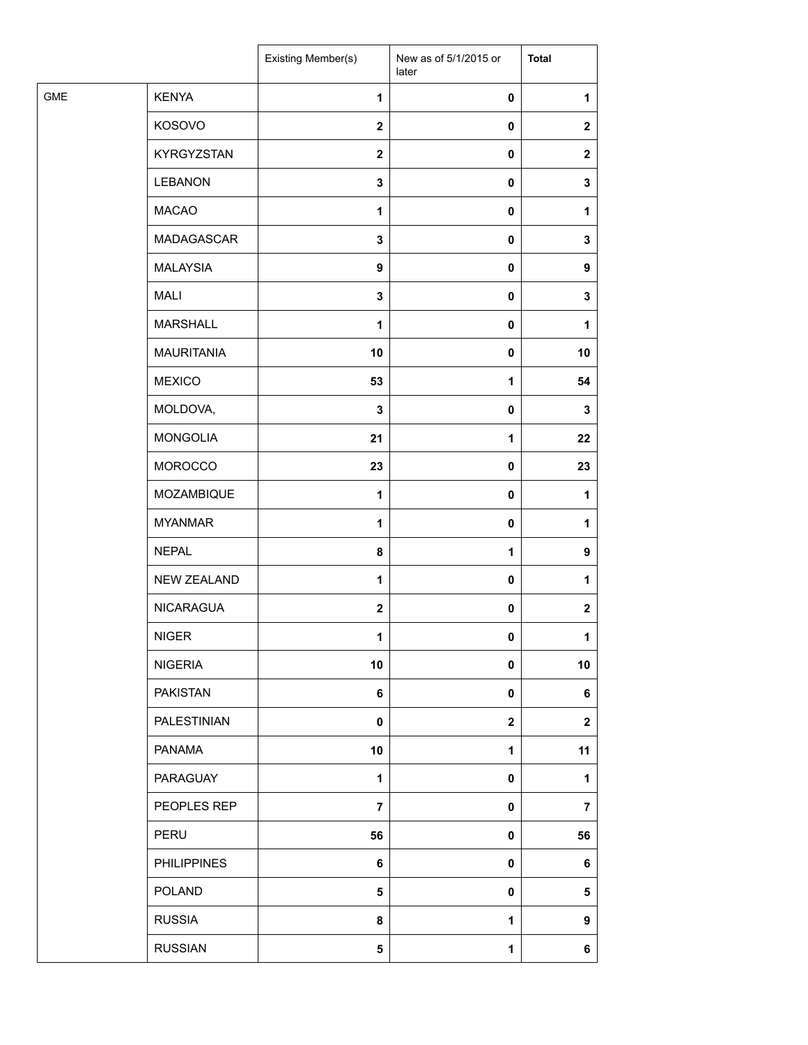| | | Existing Member(s) | New as of 5/1/2015 or later | **Total** |
|---|---|---|---|---|
| GME | KENYA | **1** | **0** | **1** |
| | KOSOVO | **2** | **0** | **2** |
| | KYRGYZSTAN | **2** | **0** | **2** |
| | LEBANON | **3** | **0** | **3** |
| | MACAO | **1** | **0** | **1** |
| | MADAGASCAR | **3** | **0** | **3** |
| | MALAYSIA | **9** | **0** | **9** |
| | MALI | **3** | **0** | **3** |
| | MARSHALL | **1** | **0** | **1** |
| | MAURITANIA | **10** | **0** | **10** |
| | MEXICO | **53** | **1** | **54** |
| | MOLDOVA, | **3** | **0** | **3** |
| | MONGOLIA | **21** | **1** | **22** |
| | MOROCCO | **23** | **0** | **23** |
| | MOZAMBIQUE | **1** | **0** | **1** |
| | MYANMAR | **1** | **0** | **1** |
| | NEPAL | **8** | **1** | **9** |
| | NEW ZEALAND | **1** | **0** | **1** |
| | NICARAGUA | **2** | **0** | **2** |
| | NIGER | **1** | **0** | **1** |
| | NIGERIA | **10** | **0** | **10** |
| | PAKISTAN | **6** | **0** | **6** |
| | PALESTINIAN | **0** | **2** | **2** |
| | PANAMA | **10** | **1** | **11** |
| | PARAGUAY | **1** | **0** | **1** |
| | PEOPLES REP | **7** | **0** | **7** |
| | PERU | **56** | **0** | **56** |
| | PHILIPPINES | **6** | **0** | **6** |
| | POLAND | **5** | **0** | **5** |
| | RUSSIA | **8** | **1** | **9** |
| | RUSSIAN | **5** | **1** | **6** |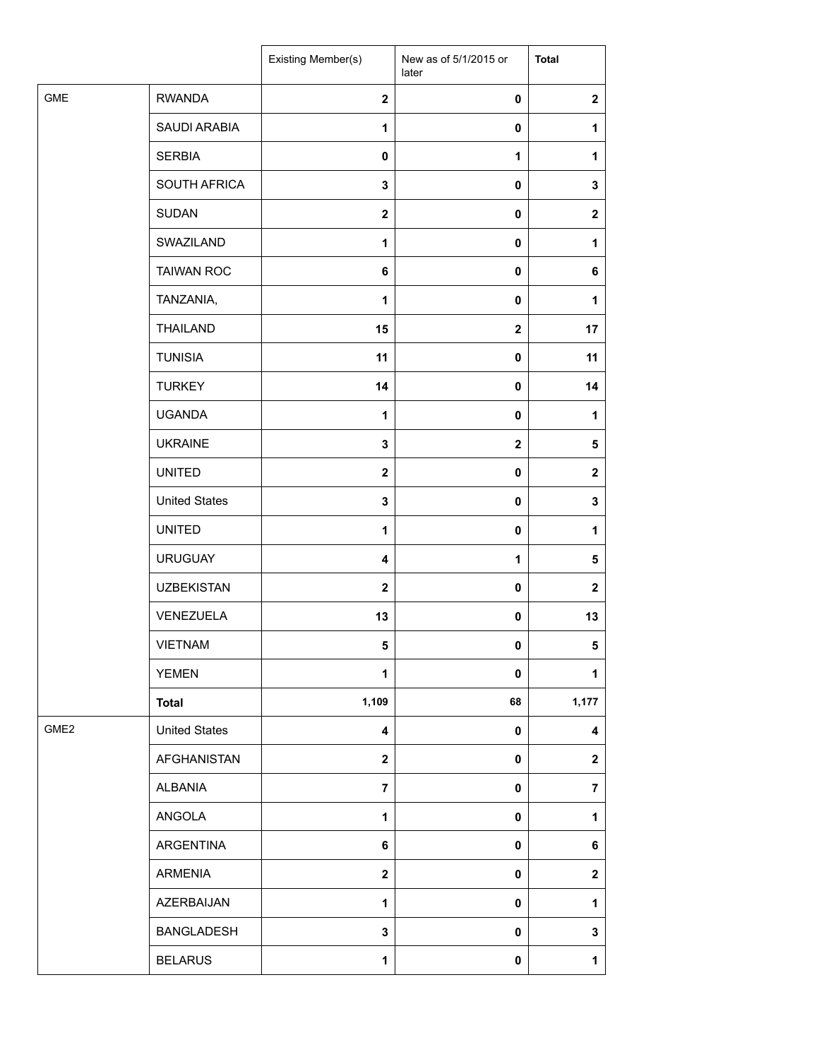| | | Existing Member(s) | New as of 5/1/2015 or later | **Total** |
|---|---|---|---|---|
| GME | RWANDA | **2** | **0** | **2** |
| | SAUDI ARABIA | **1** | **0** | **1** |
| | SERBIA | **0** | **1** | **1** |
| | SOUTH AFRICA | **3** | **0** | **3** |
| | SUDAN | **2** | **0** | **2** |
| | SWAZILAND | **1** | **0** | **1** |
| | TAIWAN ROC | **6** | **0** | **6** |
| | TANZANIA, | **1** | **0** | **1** |
| | THAILAND | **15** | **2** | **17** |
| | TUNISIA | **11** | **0** | **11** |
| | TURKEY | **14** | **0** | **14** |
| | UGANDA | **1** | **0** | **1** |
| | UKRAINE | **3** | **2** | **5** |
| | UNITED | **2** | **0** | **2** |
| | United States | **3** | **0** | **3** |
| | UNITED | **1** | **0** | **1** |
| | URUGUAY | **4** | **1** | **5** |
| | UZBEKISTAN | **2** | **0** | **2** |
| | VENEZUELA | **13** | **0** | **13** |
| | VIETNAM | **5** | **0** | **5** |
| | YEMEN | **1** | **0** | **1** |
| | **Total** | **1,109** | **68** | **1,177** |
| GME2 | United States | **4** | **0** | **4** |
| | AFGHANISTAN | **2** | **0** | **2** |
| | ALBANIA | **7** | **0** | **7** |
| | ANGOLA | **1** | **0** | **1** |
| | ARGENTINA | **6** | **0** | **6** |
| | ARMENIA | **2** | **0** | **2** |
| | AZERBAIJAN | **1** | **0** | **1** |
| | BANGLADESH | **3** | **0** | **3** |
| | BELARUS | **1** | **0** | **1** |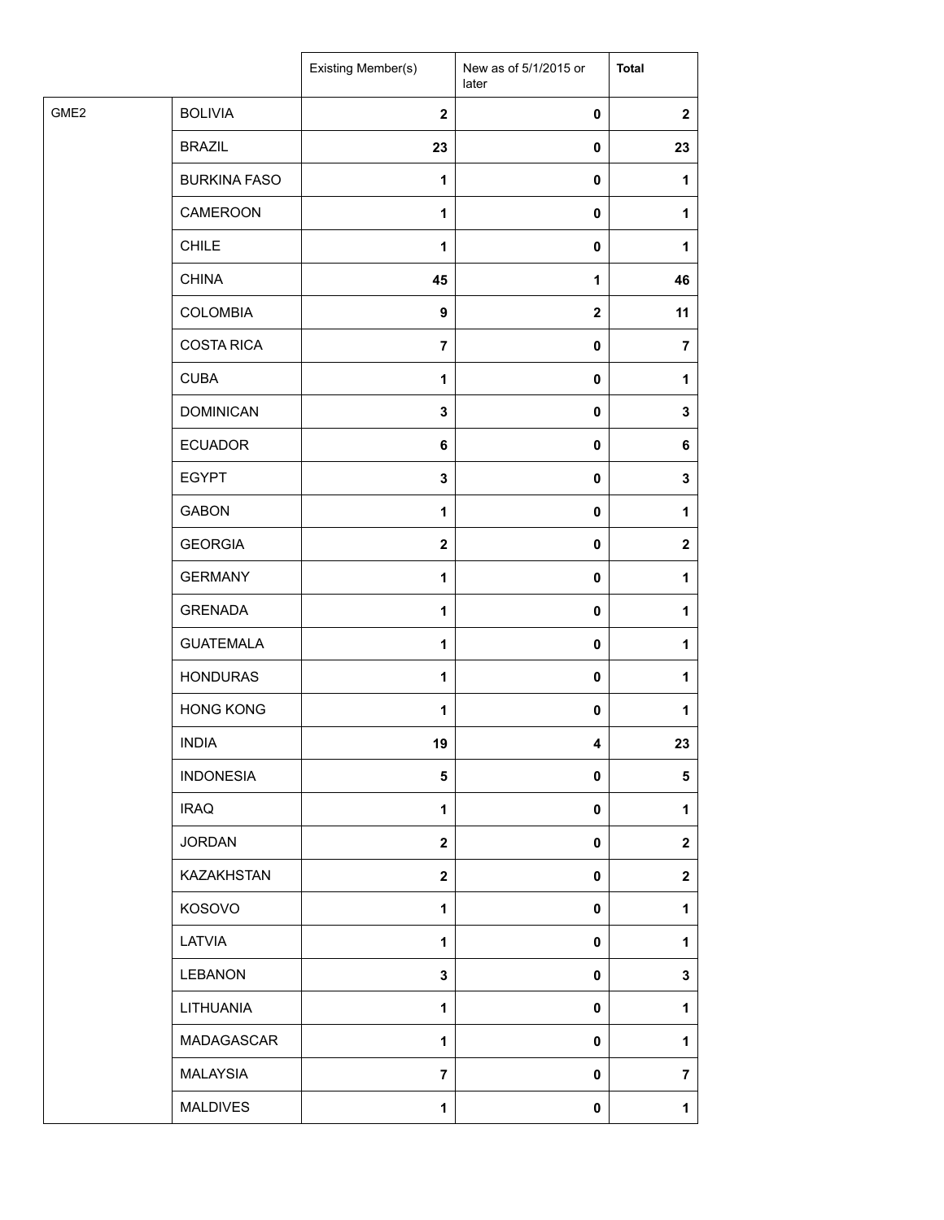| | | Existing Member(s) | New as of 5/1/2015 or later | **Total** |
|---|---|---|---|---|
| GME2 | BOLIVIA | **2** | **0** | **2** |
| | BRAZIL | **23** | **0** | **23** |
| | BURKINA FASO | **1** | **0** | **1** |
| | CAMEROON | **1** | **0** | **1** |
| | CHILE | **1** | **0** | **1** |
| | CHINA | **45** | **1** | **46** |
| | COLOMBIA | **9** | **2** | **11** |
| | COSTA RICA | **7** | **0** | **7** |
| | CUBA | **1** | **0** | **1** |
| | DOMINICAN | **3** | **0** | **3** |
| | ECUADOR | **6** | **0** | **6** |
| | EGYPT | **3** | **0** | **3** |
| | GABON | **1** | **0** | **1** |
| | GEORGIA | **2** | **0** | **2** |
| | GERMANY | **1** | **0** | **1** |
| | GRENADA | **1** | **0** | **1** |
| | GUATEMALA | **1** | **0** | **1** |
| | HONDURAS | **1** | **0** | **1** |
| | HONG KONG | **1** | **0** | **1** |
| | INDIA | **19** | **4** | **23** |
| | INDONESIA | **5** | **0** | **5** |
| | IRAQ | **1** | **0** | **1** |
| | JORDAN | **2** | **0** | **2** |
| | KAZAKHSTAN | **2** | **0** | **2** |
| | KOSOVO | **1** | **0** | **1** |
| | LATVIA | **1** | **0** | **1** |
| | LEBANON | **3** | **0** | **3** |
| | LITHUANIA | **1** | **0** | **1** |
| | MADAGASCAR | **1** | **0** | **1** |
| | MALAYSIA | **7** | **0** | **7** |
| | MALDIVES | **1** | **0** | **1** |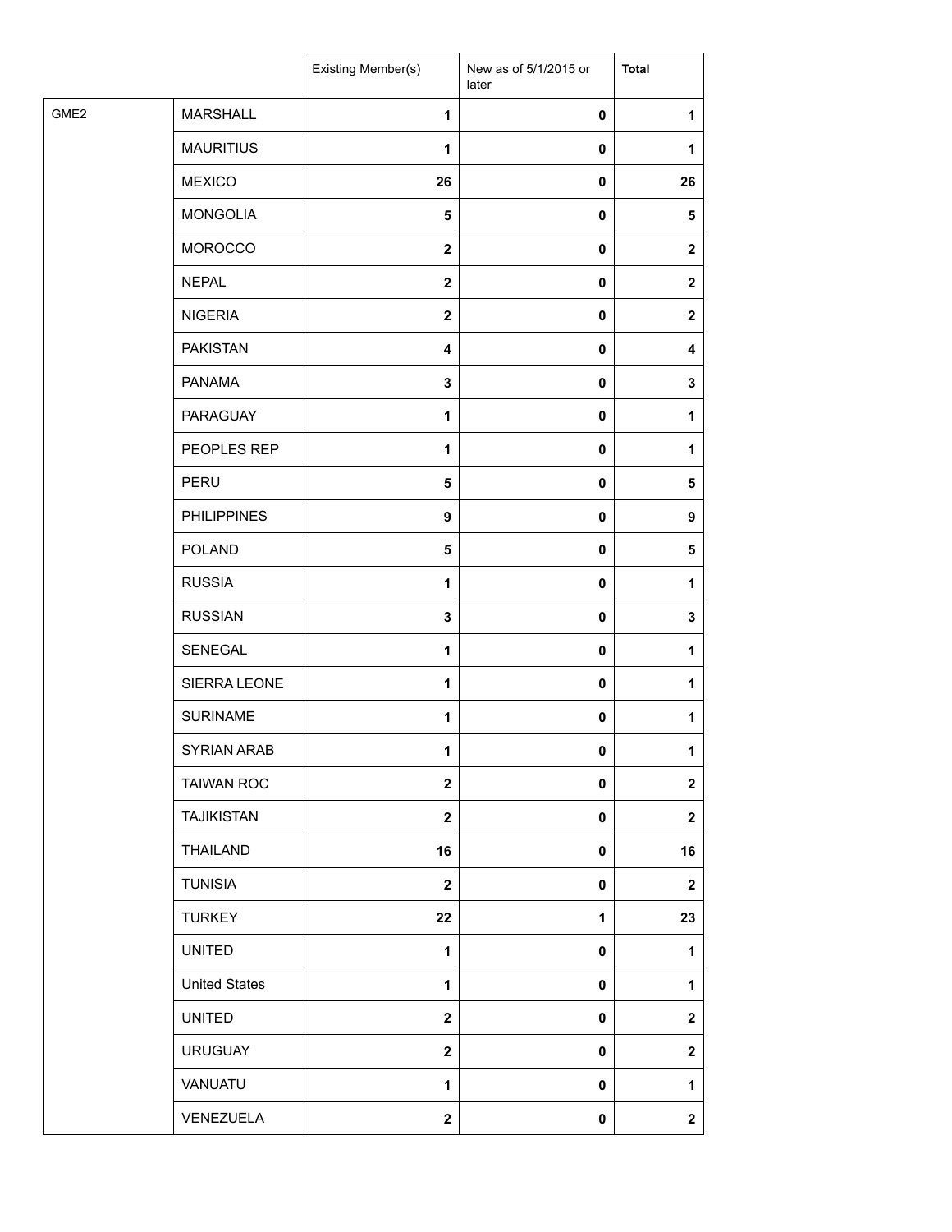| | | Existing Member(s) | New as of 5/1/2015 or later | **Total** |
|---|---|---|---|---|
| GME2 | MARSHALL | **1** | **0** | **1** |
| | MAURITIUS | **1** | **0** | **1** |
| | MEXICO | **26** | **0** | **26** |
| | MONGOLIA | **5** | **0** | **5** |
| | MOROCCO | **2** | **0** | **2** |
| | NEPAL | **2** | **0** | **2** |
| | NIGERIA | **2** | **0** | **2** |
| | PAKISTAN | **4** | **0** | **4** |
| | PANAMA | **3** | **0** | **3** |
| | PARAGUAY | **1** | **0** | **1** |
| | PEOPLES REP | **1** | **0** | **1** |
| | PERU | **5** | **0** | **5** |
| | PHILIPPINES | **9** | **0** | **9** |
| | POLAND | **5** | **0** | **5** |
| | RUSSIA | **1** | **0** | **1** |
| | RUSSIAN | **3** | **0** | **3** |
| | SENEGAL | **1** | **0** | **1** |
| | SIERRA LEONE | **1** | **0** | **1** |
| | SURINAME | **1** | **0** | **1** |
| | SYRIAN ARAB | **1** | **0** | **1** |
| | TAIWAN ROC | **2** | **0** | **2** |
| | TAJIKISTAN | **2** | **0** | **2** |
| | THAILAND | **16** | **0** | **16** |
| | TUNISIA | **2** | **0** | **2** |
| | TURKEY | **22** | **1** | **23** |
| | UNITED | **1** | **0** | **1** |
| | United States | **1** | **0** | **1** |
| | UNITED | **2** | **0** | **2** |
| | URUGUAY | **2** | **0** | **2** |
| | VANUATU | **1** | **0** | **1** |
| | VENEZUELA | **2** | **0** | **2** |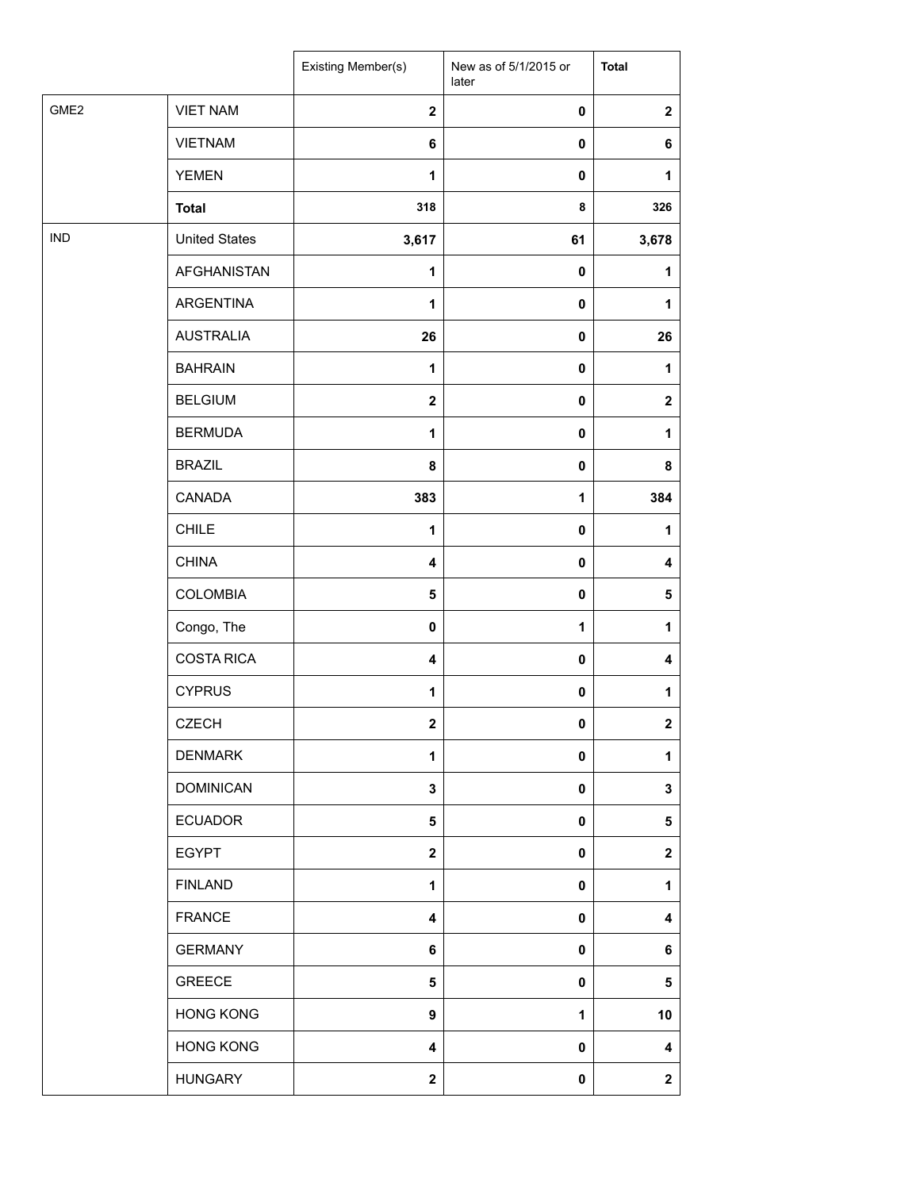| | | Existing Member(s) | New as of 5/1/2015 or later | Total |
|---|---|---|---|---|
| GME2 | VIET NAM | **2** | **0** | **2** |
| | VIETNAM | **6** | **0** | **6** |
| | YEMEN | **1** | **0** | **1** |
| | **Total** | **318** | **8** | **326** |
| IND | United States | **3,617** | **61** | **3,678** |
| | AFGHANISTAN | **1** | **0** | **1** |
| | ARGENTINA | **1** | **0** | **1** |
| | AUSTRALIA | **26** | **0** | **26** |
| | BAHRAIN | **1** | **0** | **1** |
| | BELGIUM | **2** | **0** | **2** |
| | BERMUDA | **1** | **0** | **1** |
| | BRAZIL | **8** | **0** | **8** |
| | CANADA | **383** | **1** | **384** |
| | CHILE | **1** | **0** | **1** |
| | CHINA | **4** | **0** | **4** |
| | COLOMBIA | **5** | **0** | **5** |
| | Congo, The | **0** | **1** | **1** |
| | COSTA RICA | **4** | **0** | **4** |
| | CYPRUS | **1** | **0** | **1** |
| | CZECH | **2** | **0** | **2** |
| | DENMARK | **1** | **0** | **1** |
| | DOMINICAN | **3** | **0** | **3** |
| | ECUADOR | **5** | **0** | **5** |
| | EGYPT | **2** | **0** | **2** |
| | FINLAND | **1** | **0** | **1** |
| | FRANCE | **4** | **0** | **4** |
| | GERMANY | **6** | **0** | **6** |
| | GREECE | **5** | **0** | **5** |
| | HONG KONG | **9** | **1** | **10** |
| | HONG KONG | **4** | **0** | **4** |
| | HUNGARY | **2** | **0** | **2** |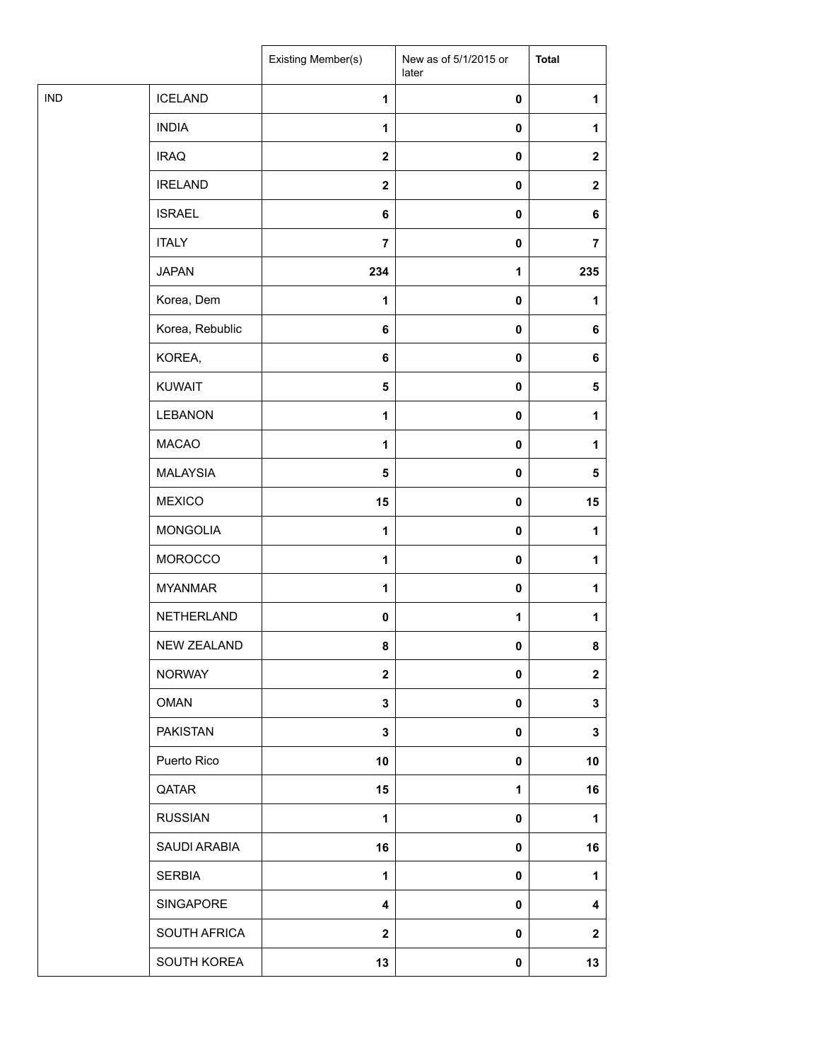| | | Existing Member(s) | New as of 5/1/2015 or later | **Total** |
|---|---|---|---|---|
| IND | ICELAND | **1** | **0** | **1** |
| | INDIA | **1** | **0** | **1** |
| | IRAQ | **2** | **0** | **2** |
| | IRELAND | **2** | **0** | **2** |
| | ISRAEL | **6** | **0** | **6** |
| | ITALY | **7** | **0** | **7** |
| | JAPAN | **234** | **1** | **235** |
| | Korea, Dem | **1** | **0** | **1** |
| | Korea, Rebublic | **6** | **0** | **6** |
| | KOREA, | **6** | **0** | **6** |
| | KUWAIT | **5** | **0** | **5** |
| | LEBANON | **1** | **0** | **1** |
| | MACAO | **1** | **0** | **1** |
| | MALAYSIA | **5** | **0** | **5** |
| | MEXICO | **15** | **0** | **15** |
| | MONGOLIA | **1** | **0** | **1** |
| | MOROCCO | **1** | **0** | **1** |
| | MYANMAR | **1** | **0** | **1** |
| | NETHERLAND | **0** | **1** | **1** |
| | NEW ZEALAND | **8** | **0** | **8** |
| | NORWAY | **2** | **0** | **2** |
| | OMAN | **3** | **0** | **3** |
| | PAKISTAN | **3** | **0** | **3** |
| | Puerto Rico | **10** | **0** | **10** |
| | QATAR | **15** | **1** | **16** |
| | RUSSIAN | **1** | **0** | **1** |
| | SAUDI ARABIA | **16** | **0** | **16** |
| | SERBIA | **1** | **0** | **1** |
| | SINGAPORE | **4** | **0** | **4** |
| | SOUTH AFRICA | **2** | **0** | **2** |
| | SOUTH KOREA | **13** | **0** | **13** |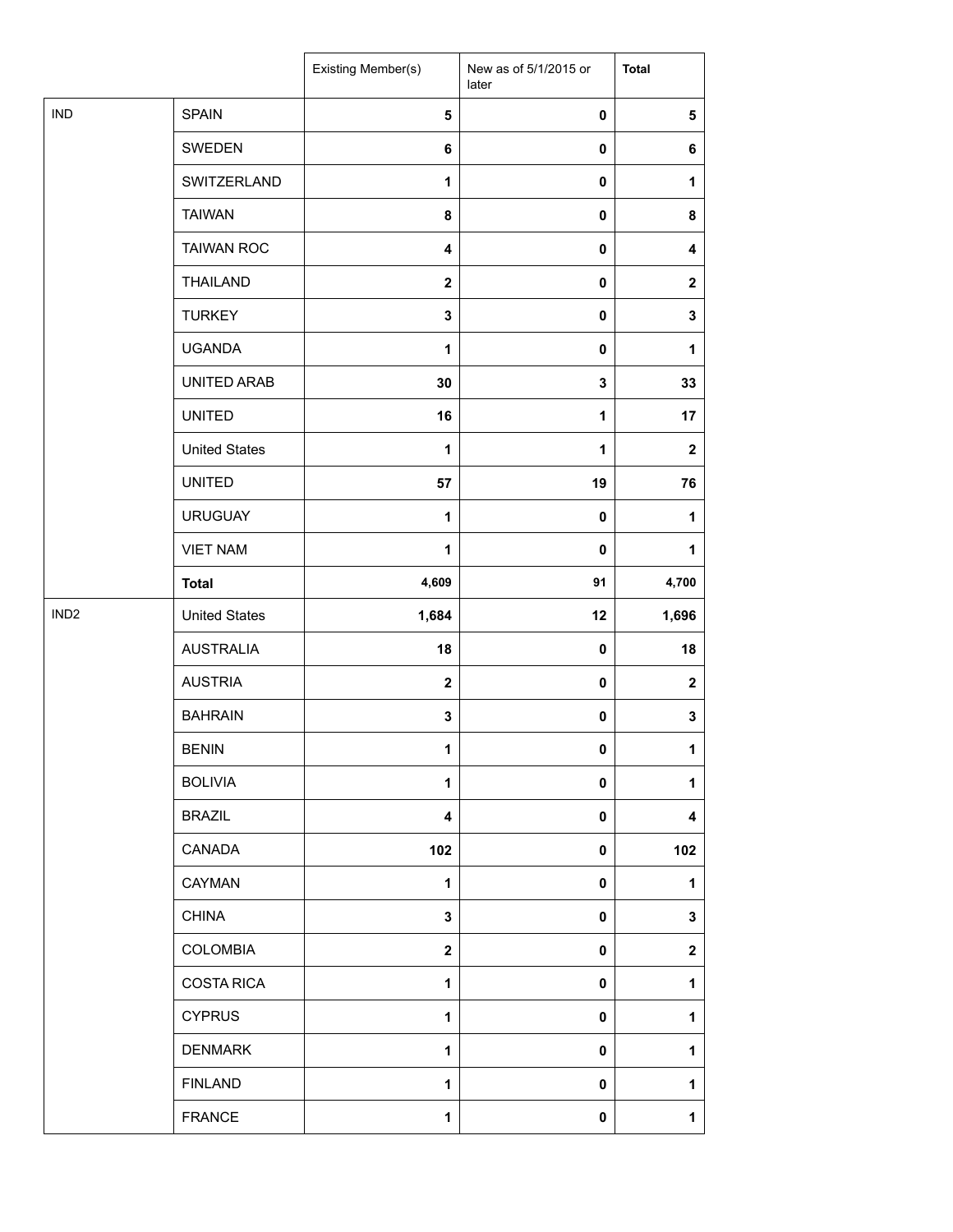| | | Existing Member(s) | New as of 5/1/2015 or later | Total |
|---|---|---|---|---|
| IND | SPAIN | 5 | 0 | 5 |
| | SWEDEN | 6 | 0 | 6 |
| | SWITZERLAND | 1 | 0 | 1 |
| | TAIWAN | 8 | 0 | 8 |
| | TAIWAN ROC | 4 | 0 | 4 |
| | THAILAND | 2 | 0 | 2 |
| | TURKEY | 3 | 0 | 3 |
| | UGANDA | 1 | 0 | 1 |
| | UNITED ARAB | 30 | 3 | 33 |
| | UNITED | 16 | 1 | 17 |
| | United States | 1 | 1 | 2 |
| | UNITED | 57 | 19 | 76 |
| | URUGUAY | 1 | 0 | 1 |
| | VIET NAM | 1 | 0 | 1 |
| | **Total** | 4,609 | 91 | 4,700 |
| IND2 | United States | 1,684 | 12 | 1,696 |
| | AUSTRALIA | 18 | 0 | 18 |
| | AUSTRIA | 2 | 0 | 2 |
| | BAHRAIN | 3 | 0 | 3 |
| | BENIN | 1 | 0 | 1 |
| | BOLIVIA | 1 | 0 | 1 |
| | BRAZIL | 4 | 0 | 4 |
| | CANADA | 102 | 0 | 102 |
| | CAYMAN | 1 | 0 | 1 |
| | CHINA | 3 | 0 | 3 |
| | COLOMBIA | 2 | 0 | 2 |
| | COSTA RICA | 1 | 0 | 1 |
| | CYPRUS | 1 | 0 | 1 |
| | DENMARK | 1 | 0 | 1 |
| | FINLAND | 1 | 0 | 1 |
| | FRANCE | 1 | 0 | 1 |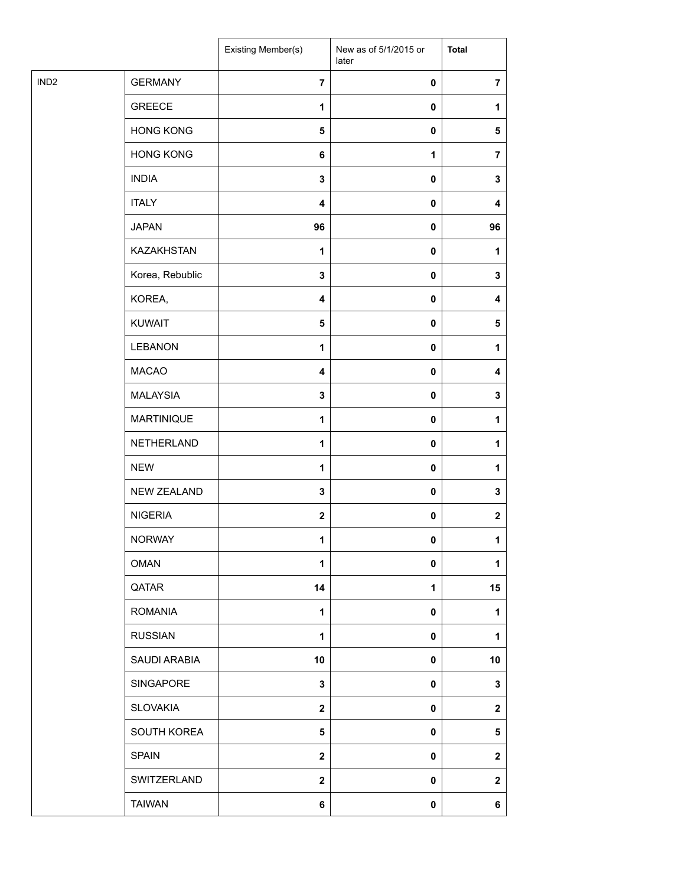| | | Existing Member(s) | New as of 5/1/2015 or later | Total |
|---|---|---|---|---|
| IND2 | GERMANY | 7 | 0 | 7 |
| | GREECE | 1 | 0 | 1 |
| | HONG KONG | 5 | 0 | 5 |
| | HONG KONG | 6 | 1 | 7 |
| | INDIA | 3 | 0 | 3 |
| | ITALY | 4 | 0 | 4 |
| | JAPAN | 96 | 0 | 96 |
| | KAZAKHSTAN | 1 | 0 | 1 |
| | Korea, Rebublic | 3 | 0 | 3 |
| | KOREA, | 4 | 0 | 4 |
| | KUWAIT | 5 | 0 | 5 |
| | LEBANON | 1 | 0 | 1 |
| | MACAO | 4 | 0 | 4 |
| | MALAYSIA | 3 | 0 | 3 |
| | MARTINIQUE | 1 | 0 | 1 |
| | NETHERLAND | 1 | 0 | 1 |
| | NEW | 1 | 0 | 1 |
| | NEW ZEALAND | 3 | 0 | 3 |
| | NIGERIA | 2 | 0 | 2 |
| | NORWAY | 1 | 0 | 1 |
| | OMAN | 1 | 0 | 1 |
| | QATAR | 14 | 1 | 15 |
| | ROMANIA | 1 | 0 | 1 |
| | RUSSIAN | 1 | 0 | 1 |
| | SAUDI ARABIA | 10 | 0 | 10 |
| | SINGAPORE | 3 | 0 | 3 |
| | SLOVAKIA | 2 | 0 | 2 |
| | SOUTH KOREA | 5 | 0 | 5 |
| | SPAIN | 2 | 0 | 2 |
| | SWITZERLAND | 2 | 0 | 2 |
| | TAIWAN | 6 | 0 | 6 |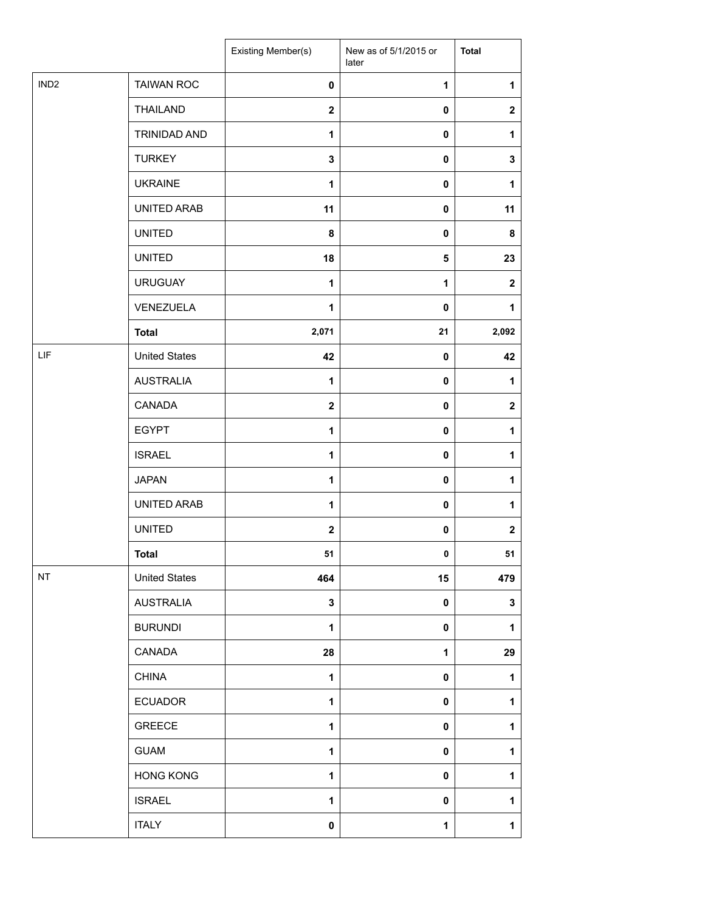| | | Existing Member(s) | New as of 5/1/2015 or later | Total |
|---|---|---|---|---|
| IND2 | TAIWAN ROC | 0 | 1 | 1 |
| | THAILAND | 2 | 0 | 2 |
| | TRINIDAD AND | 1 | 0 | 1 |
| | TURKEY | 3 | 0 | 3 |
| | UKRAINE | 1 | 0 | 1 |
| | UNITED ARAB | 11 | 0 | 11 |
| | UNITED | 8 | 0 | 8 |
| | UNITED | 18 | 5 | 23 |
| | URUGUAY | 1 | 1 | 2 |
| | VENEZUELA | 1 | 0 | 1 |
| | **Total** | 2,071 | 21 | 2,092 |
| LIF | United States | 42 | 0 | 42 |
| | AUSTRALIA | 1 | 0 | 1 |
| | CANADA | 2 | 0 | 2 |
| | EGYPT | 1 | 0 | 1 |
| | ISRAEL | 1 | 0 | 1 |
| | JAPAN | 1 | 0 | 1 |
| | UNITED ARAB | 1 | 0 | 1 |
| | UNITED | 2 | 0 | 2 |
| | **Total** | 51 | 0 | 51 |
| NT | United States | 464 | 15 | 479 |
| | AUSTRALIA | 3 | 0 | 3 |
| | BURUNDI | 1 | 0 | 1 |
| | CANADA | 28 | 1 | 29 |
| | CHINA | 1 | 0 | 1 |
| | ECUADOR | 1 | 0 | 1 |
| | GREECE | 1 | 0 | 1 |
| | GUAM | 1 | 0 | 1 |
| | HONG KONG | 1 | 0 | 1 |
| | ISRAEL | 1 | 0 | 1 |
| | ITALY | 0 | 1 | 1 |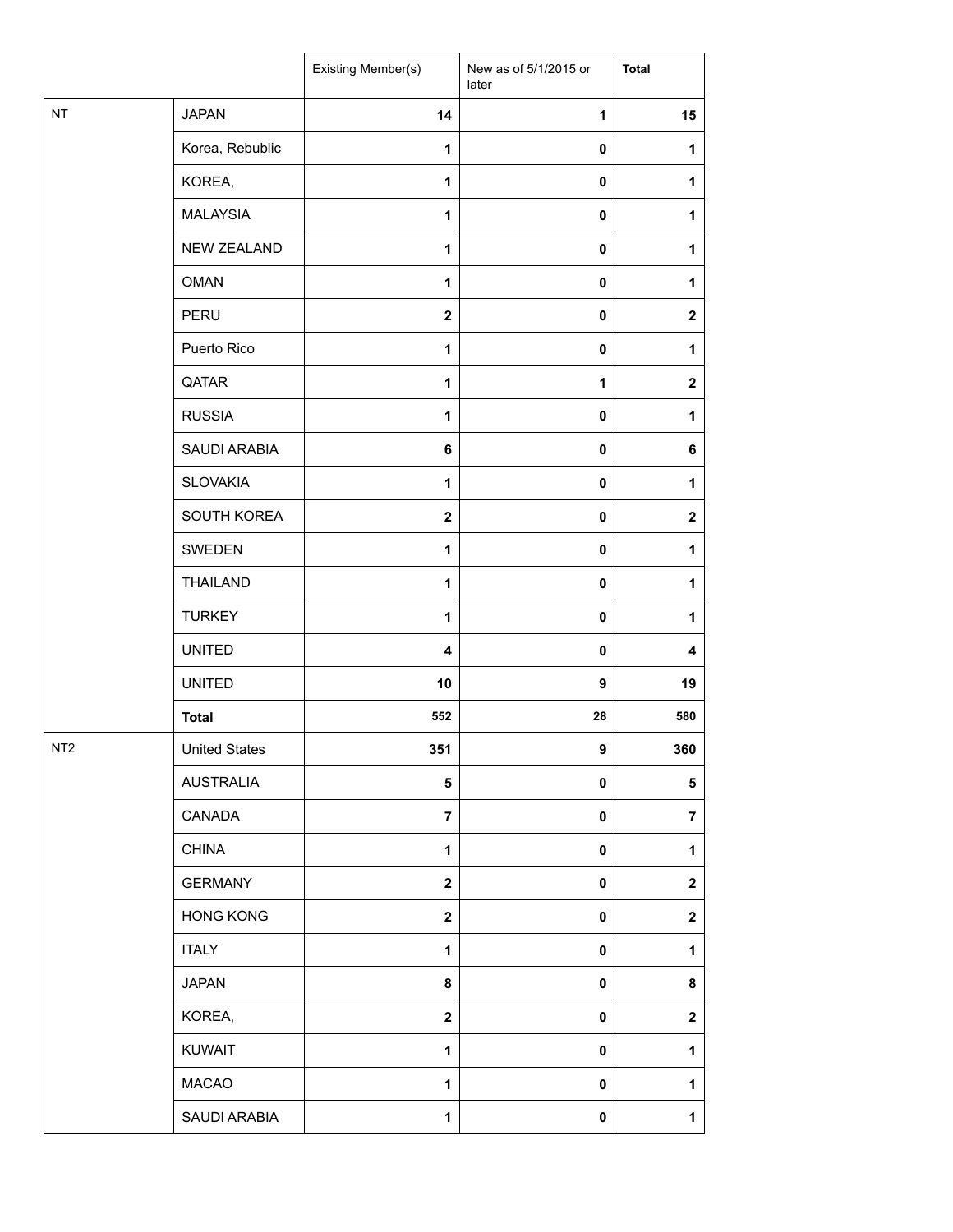| | | Existing Member(s) | New as of 5/1/2015 or later | Total |
|---|---|---|---|---|
| NT | JAPAN | **14** | **1** | **15** |
| | Korea, Rebublic | **1** | **0** | **1** |
| | KOREA, | **1** | **0** | **1** |
| | MALAYSIA | **1** | **0** | **1** |
| | NEW ZEALAND | **1** | **0** | **1** |
| | OMAN | **1** | **0** | **1** |
| | PERU | **2** | **0** | **2** |
| | Puerto Rico | **1** | **0** | **1** |
| | QATAR | **1** | **1** | **2** |
| | RUSSIA | **1** | **0** | **1** |
| | SAUDI ARABIA | **6** | **0** | **6** |
| | SLOVAKIA | **1** | **0** | **1** |
| | SOUTH KOREA | **2** | **0** | **2** |
| | SWEDEN | **1** | **0** | **1** |
| | THAILAND | **1** | **0** | **1** |
| | TURKEY | **1** | **0** | **1** |
| | UNITED | **4** | **0** | **4** |
| | UNITED | **10** | **9** | **19** |
| | **Total** | **552** | **28** | **580** |
| NT2 | United States | **351** | **9** | **360** |
| | AUSTRALIA | **5** | **0** | **5** |
| | CANADA | **7** | **0** | **7** |
| | CHINA | **1** | **0** | **1** |
| | GERMANY | **2** | **0** | **2** |
| | HONG KONG | **2** | **0** | **2** |
| | ITALY | **1** | **0** | **1** |
| | JAPAN | **8** | **0** | **8** |
| | KOREA, | **2** | **0** | **2** |
| | KUWAIT | **1** | **0** | **1** |
| | MACAO | **1** | **0** | **1** |
| | SAUDI ARABIA | **1** | **0** | **1** |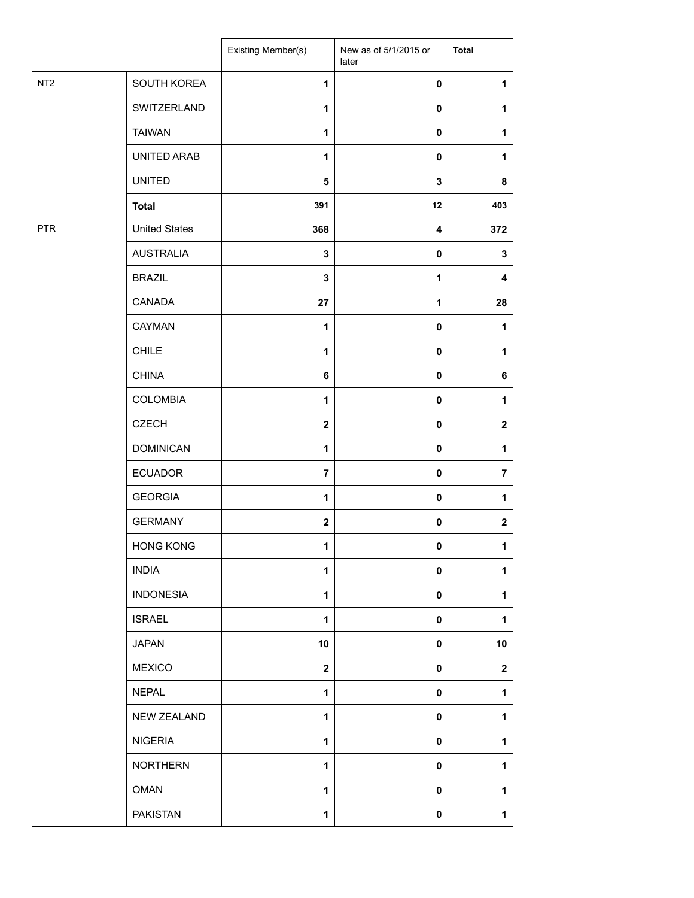| | | Existing Member(s) | New as of 5/1/2015 or later | **Total** |
|---|---|---|---|---|
| NT2 | SOUTH KOREA | **1** | **0** | **1** |
| | SWITZERLAND | **1** | **0** | **1** |
| | TAIWAN | **1** | **0** | **1** |
| | UNITED ARAB | **1** | **0** | **1** |
| | UNITED | **5** | **3** | **8** |
| | **Total** | **391** | **12** | **403** |
| PTR | United States | **368** | **4** | **372** |
| | AUSTRALIA | **3** | **0** | **3** |
| | BRAZIL | **3** | **1** | **4** |
| | CANADA | **27** | **1** | **28** |
| | CAYMAN | **1** | **0** | **1** |
| | CHILE | **1** | **0** | **1** |
| | CHINA | **6** | **0** | **6** |
| | COLOMBIA | **1** | **0** | **1** |
| | CZECH | **2** | **0** | **2** |
| | DOMINICAN | **1** | **0** | **1** |
| | ECUADOR | **7** | **0** | **7** |
| | GEORGIA | **1** | **0** | **1** |
| | GERMANY | **2** | **0** | **2** |
| | HONG KONG | **1** | **0** | **1** |
| | INDIA | **1** | **0** | **1** |
| | INDONESIA | **1** | **0** | **1** |
| | ISRAEL | **1** | **0** | **1** |
| | JAPAN | **10** | **0** | **10** |
| | MEXICO | **2** | **0** | **2** |
| | NEPAL | **1** | **0** | **1** |
| | NEW ZEALAND | **1** | **0** | **1** |
| | NIGERIA | **1** | **0** | **1** |
| | NORTHERN | **1** | **0** | **1** |
| | OMAN | **1** | **0** | **1** |
| | PAKISTAN | **1** | **0** | **1** |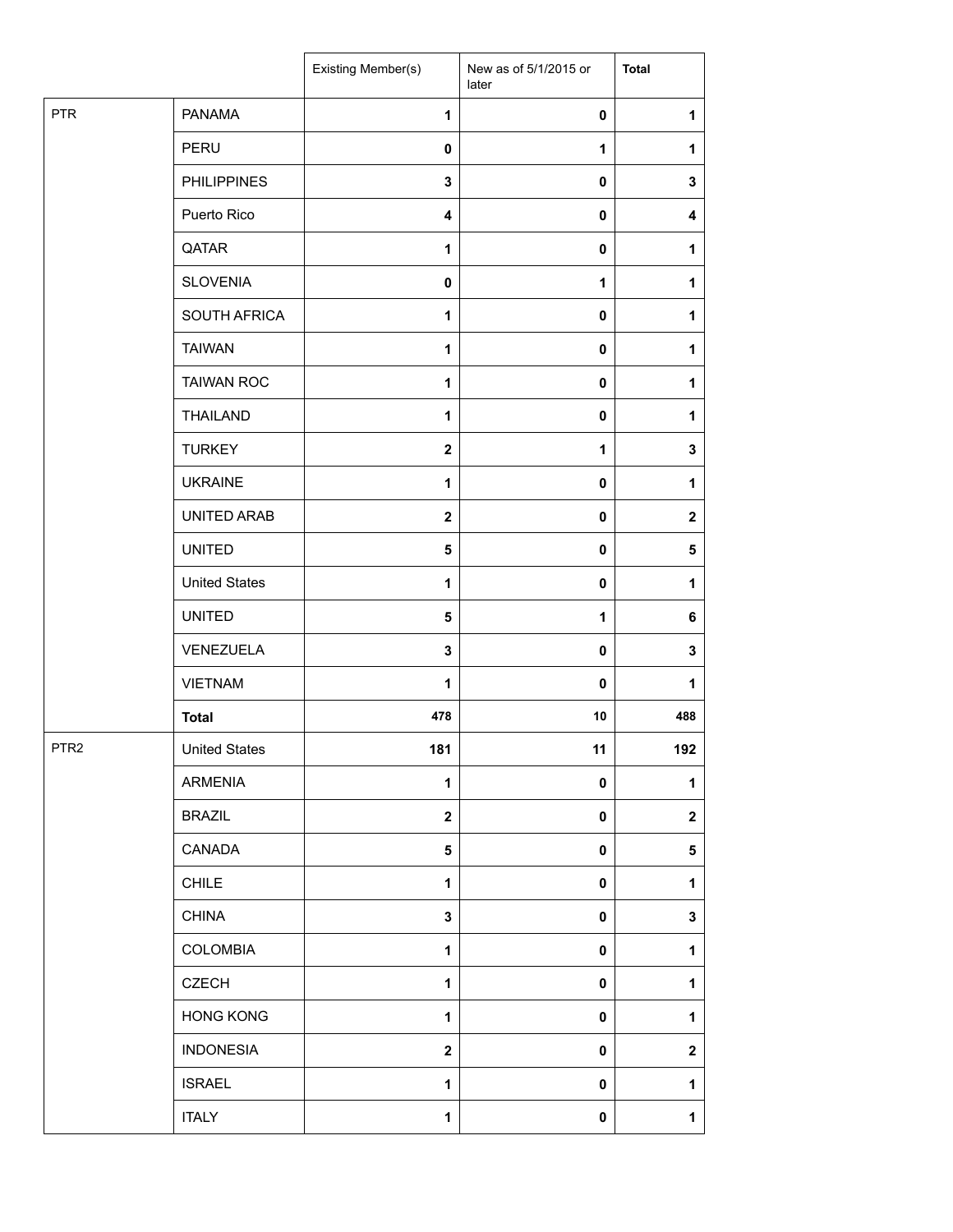| | | Existing Member(s) | New as of 5/1/2015 or later | Total |
|---|---|---|---|---|
| PTR | PANAMA | 1 | 0 | 1 |
| | PERU | 0 | 1 | 1 |
| | PHILIPPINES | 3 | 0 | 3 |
| | Puerto Rico | 4 | 0 | 4 |
| | QATAR | 1 | 0 | 1 |
| | SLOVENIA | 0 | 1 | 1 |
| | SOUTH AFRICA | 1 | 0 | 1 |
| | TAIWAN | 1 | 0 | 1 |
| | TAIWAN ROC | 1 | 0 | 1 |
| | THAILAND | 1 | 0 | 1 |
| | TURKEY | 2 | 1 | 3 |
| | UKRAINE | 1 | 0 | 1 |
| | UNITED ARAB | 2 | 0 | 2 |
| | UNITED | 5 | 0 | 5 |
| | United States | 1 | 0 | 1 |
| | UNITED | 5 | 1 | 6 |
| | VENEZUELA | 3 | 0 | 3 |
| | VIETNAM | 1 | 0 | 1 |
| | **Total** | 478 | 10 | 488 |
| PTR2 | United States | 181 | 11 | 192 |
| | ARMENIA | 1 | 0 | 1 |
| | BRAZIL | 2 | 0 | 2 |
| | CANADA | 5 | 0 | 5 |
| | CHILE | 1 | 0 | 1 |
| | CHINA | 3 | 0 | 3 |
| | COLOMBIA | 1 | 0 | 1 |
| | CZECH | 1 | 0 | 1 |
| | HONG KONG | 1 | 0 | 1 |
| | INDONESIA | 2 | 0 | 2 |
| | ISRAEL | 1 | 0 | 1 |
| | ITALY | 1 | 0 | 1 |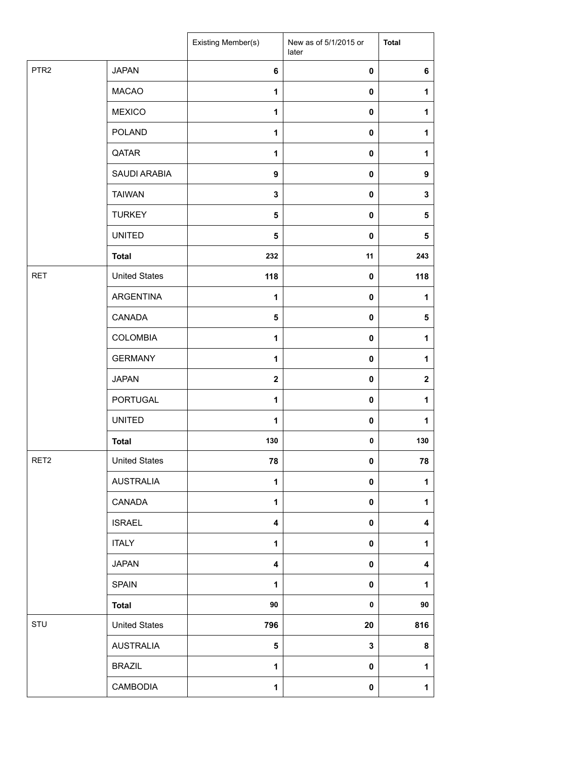| | | Existing Member(s) | New as of 5/1/2015 or later | Total |
|---|---|---|---|---|
| PTR2 | JAPAN | 6 | 0 | 6 |
| | MACAO | 1 | 0 | 1 |
| | MEXICO | 1 | 0 | 1 |
| | POLAND | 1 | 0 | 1 |
| | QATAR | 1 | 0 | 1 |
| | SAUDI ARABIA | 9 | 0 | 9 |
| | TAIWAN | 3 | 0 | 3 |
| | TURKEY | 5 | 0 | 5 |
| | UNITED | 5 | 0 | 5 |
| | **Total** | 232 | 11 | 243 |
| RET | United States | 118 | 0 | 118 |
| | ARGENTINA | 1 | 0 | 1 |
| | CANADA | 5 | 0 | 5 |
| | COLOMBIA | 1 | 0 | 1 |
| | GERMANY | 1 | 0 | 1 |
| | JAPAN | 2 | 0 | 2 |
| | PORTUGAL | 1 | 0 | 1 |
| | UNITED | 1 | 0 | 1 |
| | **Total** | 130 | 0 | 130 |
| RET2 | United States | 78 | 0 | 78 |
| | AUSTRALIA | 1 | 0 | 1 |
| | CANADA | 1 | 0 | 1 |
| | ISRAEL | 4 | 0 | 4 |
| | ITALY | 1 | 0 | 1 |
| | JAPAN | 4 | 0 | 4 |
| | SPAIN | 1 | 0 | 1 |
| | **Total** | 90 | 0 | 90 |
| STU | United States | 796 | 20 | 816 |
| | AUSTRALIA | 5 | 3 | 8 |
| | BRAZIL | 1 | 0 | 1 |
| | CAMBODIA | 1 | 0 | 1 |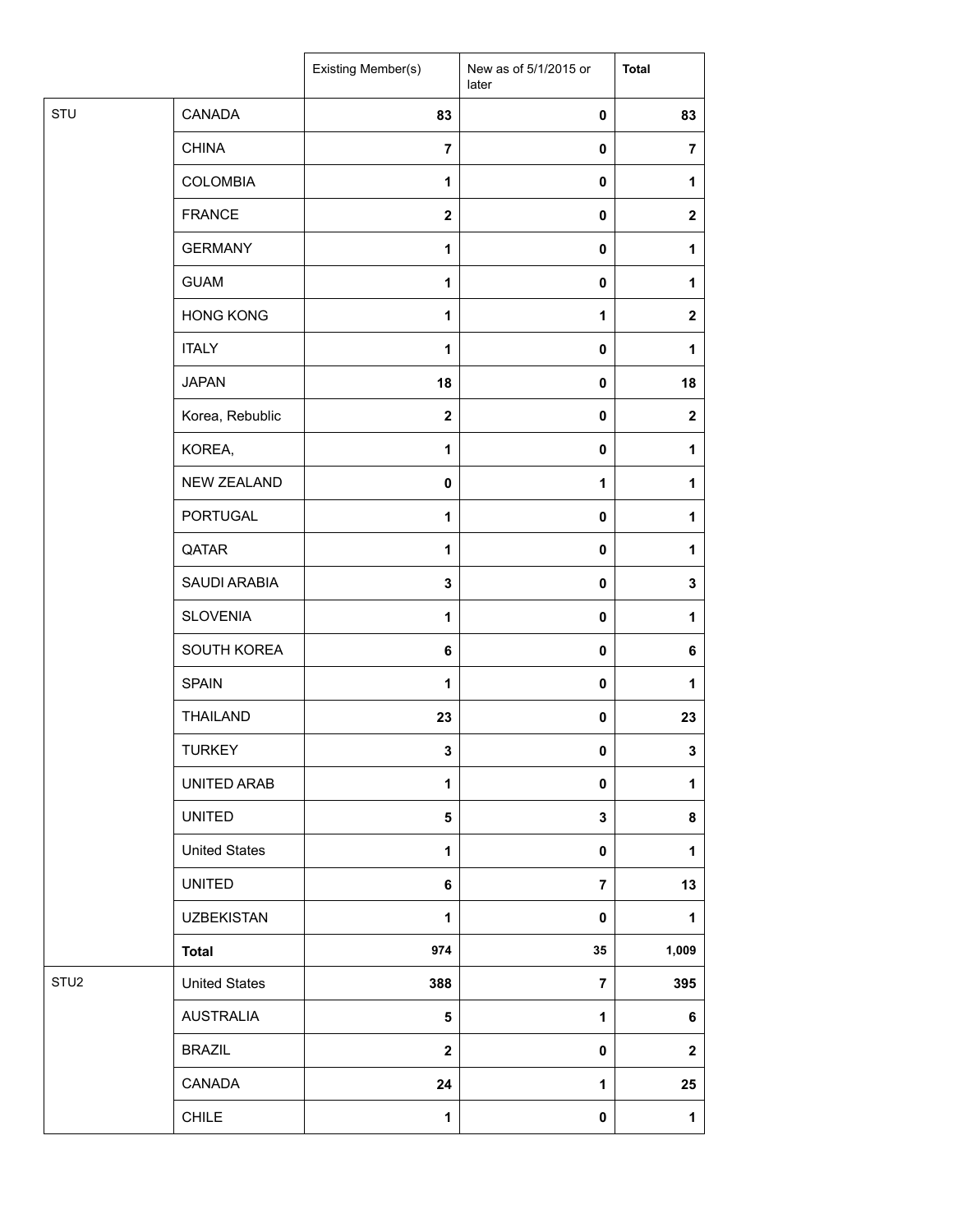| | | Existing Member(s) | New as of 5/1/2015 or later | Total |
| --- | --- | --- | --- | --- |
| STU | CANADA | 83 | 0 | 83 |
| | CHINA | 7 | 0 | 7 |
| | COLOMBIA | 1 | 0 | 1 |
| | FRANCE | 2 | 0 | 2 |
| | GERMANY | 1 | 0 | 1 |
| | GUAM | 1 | 0 | 1 |
| | HONG KONG | 1 | 1 | 2 |
| | ITALY | 1 | 0 | 1 |
| | JAPAN | 18 | 0 | 18 |
| | Korea, Rebublic | 2 | 0 | 2 |
| | KOREA, | 1 | 0 | 1 |
| | NEW ZEALAND | 0 | 1 | 1 |
| | PORTUGAL | 1 | 0 | 1 |
| | QATAR | 1 | 0 | 1 |
| | SAUDI ARABIA | 3 | 0 | 3 |
| | SLOVENIA | 1 | 0 | 1 |
| | SOUTH KOREA | 6 | 0 | 6 |
| | SPAIN | 1 | 0 | 1 |
| | THAILAND | 23 | 0 | 23 |
| | TURKEY | 3 | 0 | 3 |
| | UNITED ARAB | 1 | 0 | 1 |
| | UNITED | 5 | 3 | 8 |
| | United States | 1 | 0 | 1 |
| | UNITED | 6 | 7 | 13 |
| | UZBEKISTAN | 1 | 0 | 1 |
| | **Total** | 974 | 35 | 1,009 |
| STU2 | United States | 388 | 7 | 395 |
| | AUSTRALIA | 5 | 1 | 6 |
| | BRAZIL | 2 | 0 | 2 |
| | CANADA | 24 | 1 | 25 |
| | CHILE | 1 | 0 | 1 |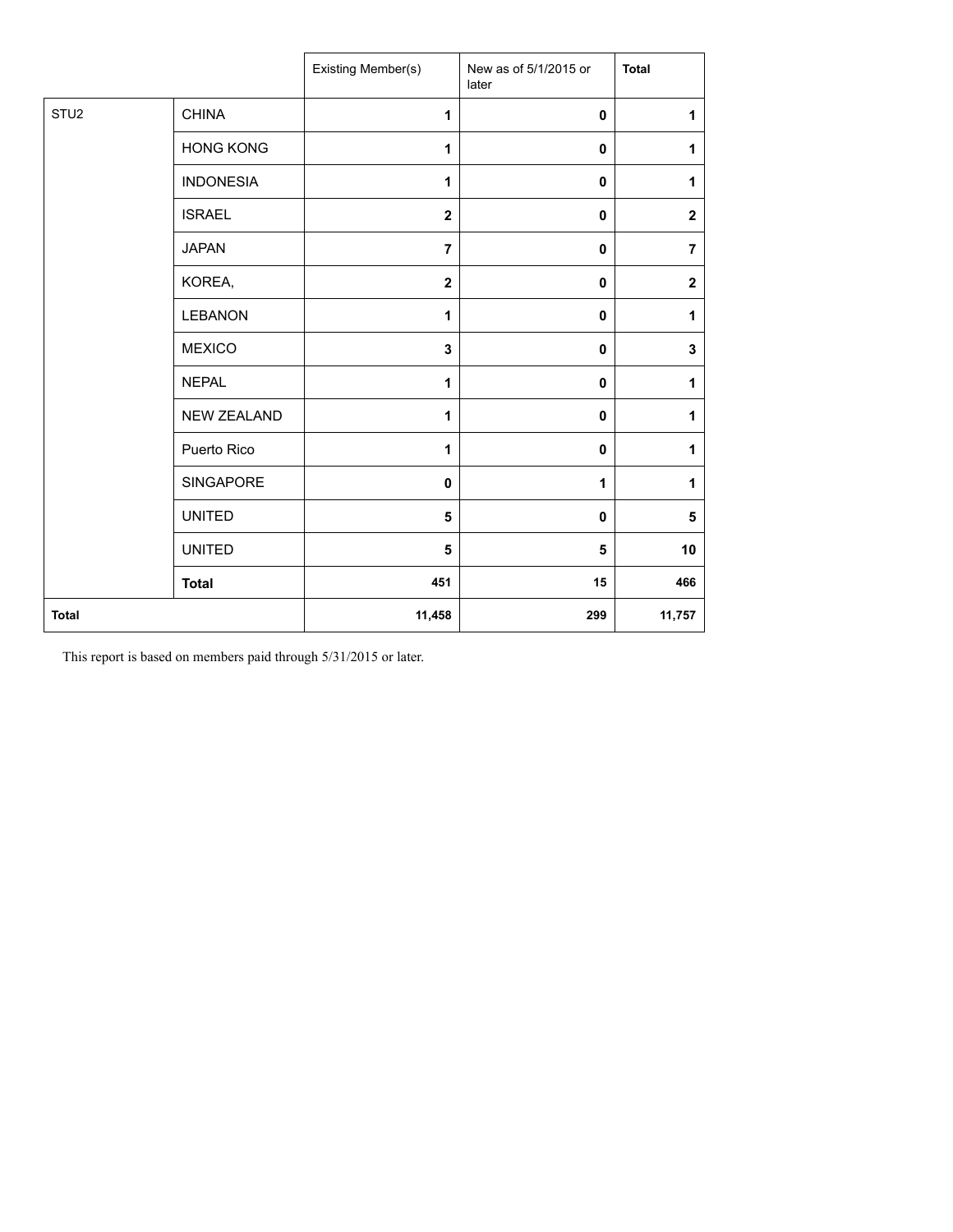| | | Existing Member(s) | New as of 5/1/2015 or later | Total |
|---|---|---|---|---|
| STU2 | CHINA | 1 | 0 | 1 |
| | HONG KONG | 1 | 0 | 1 |
| | INDONESIA | 1 | 0 | 1 |
| | ISRAEL | 2 | 0 | 2 |
| | JAPAN | 7 | 0 | 7 |
| | KOREA, | 2 | 0 | 2 |
| | LEBANON | 1 | 0 | 1 |
| | MEXICO | 3 | 0 | 3 |
| | NEPAL | 1 | 0 | 1 |
| | NEW ZEALAND | 1 | 0 | 1 |
| | Puerto Rico | 1 | 0 | 1 |
| | SINGAPORE | 0 | 1 | 1 |
| | UNITED | 5 | 0 | 5 |
| | UNITED | 5 | 5 | 10 |
| | **Total** | **451** | **15** | **466** |
| **Total** | | **11,458** | **299** | **11,757** |

This report is based on members paid through 5/31/2015 or later.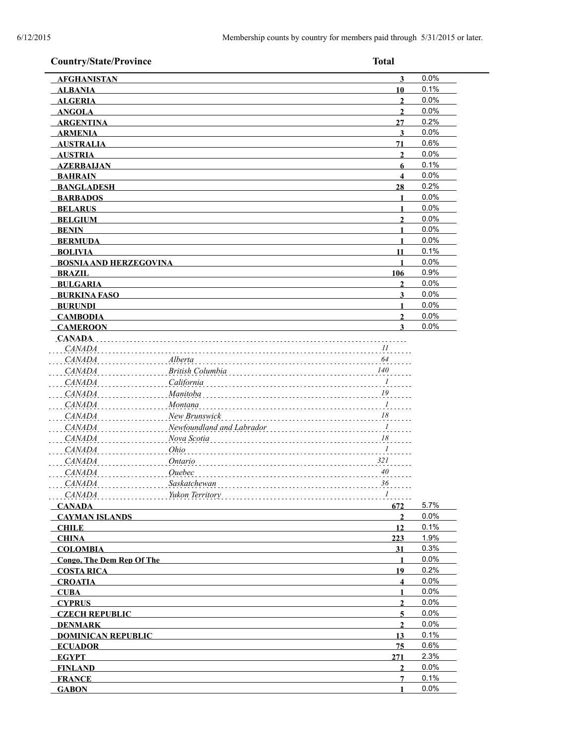6/12/2015 Membership counts by country for members paid through 5/31/2015 or later.

| Country/State/Province | | Total | |
|---|---|---|---|
| **AFGHANISTAN** | | **3** | 0.0% |
| **ALBANIA** | | **10** | 0.1% |
| **ALGERIA** | | **2** | 0.0% |
| **ANGOLA** | | **2** | 0.0% |
| **ARGENTINA** | | **27** | 0.2% |
| **ARMENIA** | | **3** | 0.0% |
| **AUSTRALIA** | | **71** | 0.6% |
| **AUSTRIA** | | **2** | 0.0% |
| **AZERBAIJAN** | | **6** | 0.1% |
| **BAHRAIN** | | **4** | 0.0% |
| **BANGLADESH** | | **28** | 0.2% |
| **BARBADOS** | | **1** | 0.0% |
| **BELARUS** | | **1** | 0.0% |
| **BELGIUM** | | **2** | 0.0% |
| **BENIN** | | **1** | 0.0% |
| **BERMUDA** | | **1** | 0.0% |
| **BOLIVIA** | | **11** | 0.1% |
| **BOSNIA AND HERZEGOVINA** | | **1** | 0.0% |
| **BRAZIL** | | **106** | 0.9% |
| **BULGARIA** | | **2** | 0.0% |
| **BURKINA FASO** | | **3** | 0.0% |
| **BURUNDI** | | **1** | 0.0% |
| **CAMBODIA** | | **2** | 0.0% |
| **CAMEROON** | | **3** | 0.0% |
| **CANADA** | | | |
| *CANADA* | | *11* | |
| *CANADA* | *Alberta* | *64* | |
| *CANADA* | *British Columbia* | *140* | |
| *CANADA* | *California* | *1* | |
| *CANADA* | *Manitoba* | *19* | |
| *CANADA* | *Montana* | *1* | |
| *CANADA* | *New Brunswick* | *18* | |
| *CANADA* | *Newfoundland and Labrador* | *1* | |
| *CANADA* | *Nova Scotia* | *18* | |
| *CANADA* | *Ohio* | *1* | |
| *CANADA* | *Ontario* | *321* | |
| *CANADA* | *Quebec* | *40* | |
| *CANADA* | *Saskatchewan* | *36* | |
| *CANADA* | *Yukon Territory* | *1* | |
| **CANADA** | | **672** | 5.7% |
| **CAYMAN ISLANDS** | | **2** | 0.0% |
| **CHILE** | | **12** | 0.1% |
| **CHINA** | | **223** | 1.9% |
| **COLOMBIA** | | **31** | 0.3% |
| **Congo, The Dem Rep Of The** | | **1** | 0.0% |
| **COSTA RICA** | | **19** | 0.2% |
| **CROATIA** | | **4** | 0.0% |
| **CUBA** | | **1** | 0.0% |
| **CYPRUS** | | **2** | 0.0% |
| **CZECH REPUBLIC** | | **5** | 0.0% |
| **DENMARK** | | **2** | 0.0% |
| **DOMINICAN REPUBLIC** | | **13** | 0.1% |
| **ECUADOR** | | **75** | 0.6% |
| **EGYPT** | | **271** | 2.3% |
| **FINLAND** | | **2** | 0.0% |
| **FRANCE** | | **7** | 0.1% |
| **GABON** | | **1** | 0.0% |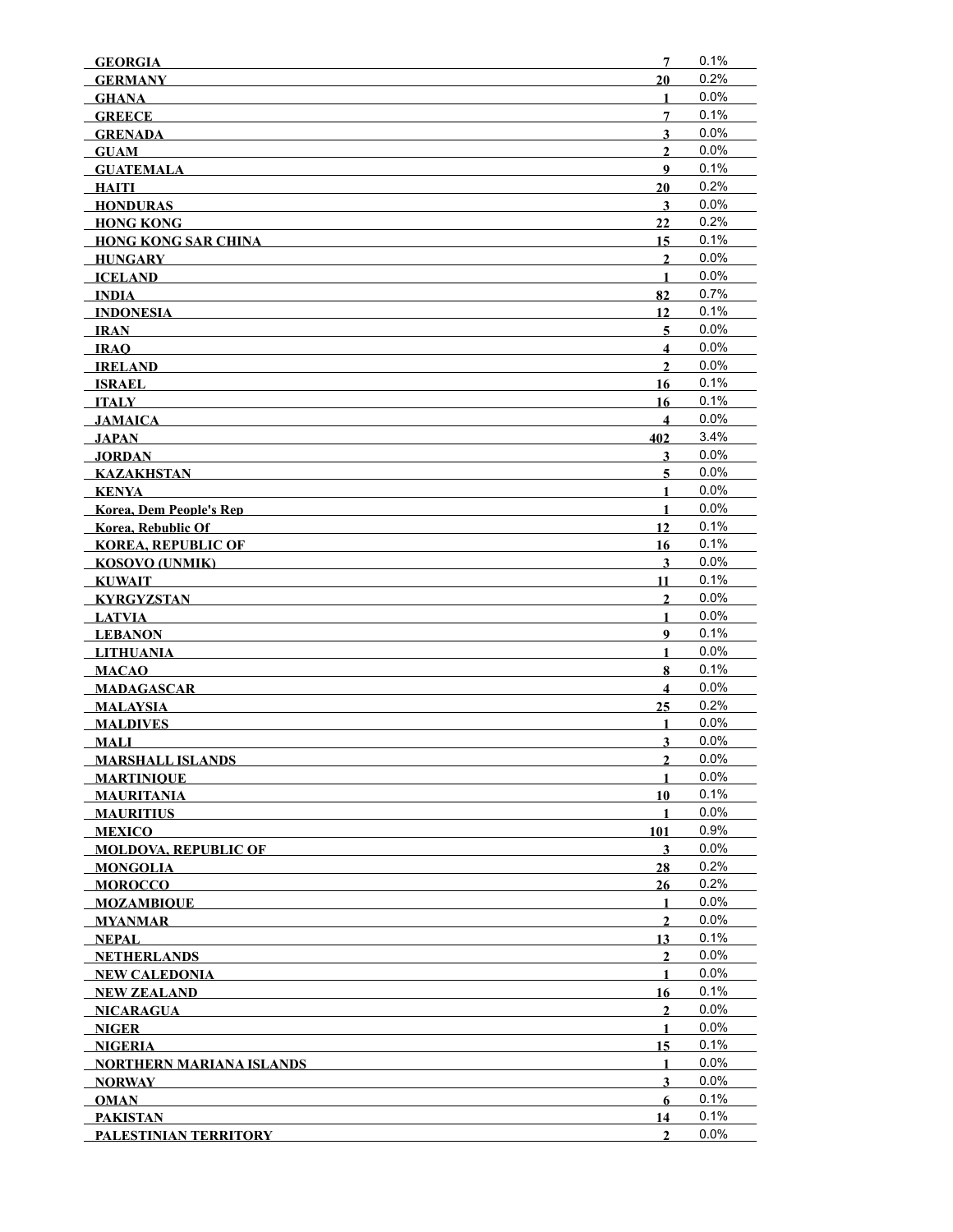| | | |
|---|---|---|
| **GEORGIA** | **7** | 0.1% |
| **GERMANY** | **20** | 0.2% |
| **GHANA** | **1** | 0.0% |
| **GREECE** | **7** | 0.1% |
| **GRENADA** | **3** | 0.0% |
| **GUAM** | **2** | 0.0% |
| **GUATEMALA** | **9** | 0.1% |
| **HAITI** | **20** | 0.2% |
| **HONDURAS** | **3** | 0.0% |
| **HONG KONG** | **22** | 0.2% |
| **HONG KONG SAR CHINA** | **15** | 0.1% |
| **HUNGARY** | **2** | 0.0% |
| **ICELAND** | **1** | 0.0% |
| **INDIA** | **82** | 0.7% |
| **INDONESIA** | **12** | 0.1% |
| **IRAN** | **5** | 0.0% |
| **IRAQ** | **4** | 0.0% |
| **IRELAND** | **2** | 0.0% |
| **ISRAEL** | **16** | 0.1% |
| **ITALY** | **16** | 0.1% |
| **JAMAICA** | **4** | 0.0% |
| **JAPAN** | **402** | 3.4% |
| **JORDAN** | **3** | 0.0% |
| **KAZAKHSTAN** | **5** | 0.0% |
| **KENYA** | **1** | 0.0% |
| **Korea, Dem People's Rep** | **1** | 0.0% |
| **Korea, Rebublic Of** | **12** | 0.1% |
| **KOREA, REPUBLIC OF** | **16** | 0.1% |
| **KOSOVO (UNMIK)** | **3** | 0.0% |
| **KUWAIT** | **11** | 0.1% |
| **KYRGYZSTAN** | **2** | 0.0% |
| **LATVIA** | **1** | 0.0% |
| **LEBANON** | **9** | 0.1% |
| **LITHUANIA** | **1** | 0.0% |
| **MACAO** | **8** | 0.1% |
| **MADAGASCAR** | **4** | 0.0% |
| **MALAYSIA** | **25** | 0.2% |
| **MALDIVES** | **1** | 0.0% |
| **MALI** | **3** | 0.0% |
| **MARSHALL ISLANDS** | **2** | 0.0% |
| **MARTINIQUE** | **1** | 0.0% |
| **MAURITANIA** | **10** | 0.1% |
| **MAURITIUS** | **1** | 0.0% |
| **MEXICO** | **101** | 0.9% |
| **MOLDOVA, REPUBLIC OF** | **3** | 0.0% |
| **MONGOLIA** | **28** | 0.2% |
| **MOROCCO** | **26** | 0.2% |
| **MOZAMBIQUE** | **1** | 0.0% |
| **MYANMAR** | **2** | 0.0% |
| **NEPAL** | **13** | 0.1% |
| **NETHERLANDS** | **2** | 0.0% |
| **NEW CALEDONIA** | **1** | 0.0% |
| **NEW ZEALAND** | **16** | 0.1% |
| **NICARAGUA** | **2** | 0.0% |
| **NIGER** | **1** | 0.0% |
| **NIGERIA** | **15** | 0.1% |
| **NORTHERN MARIANA ISLANDS** | **1** | 0.0% |
| **NORWAY** | **3** | 0.0% |
| **OMAN** | **6** | 0.1% |
| **PAKISTAN** | **14** | 0.1% |
| **PALESTINIAN TERRITORY** | **2** | 0.0% |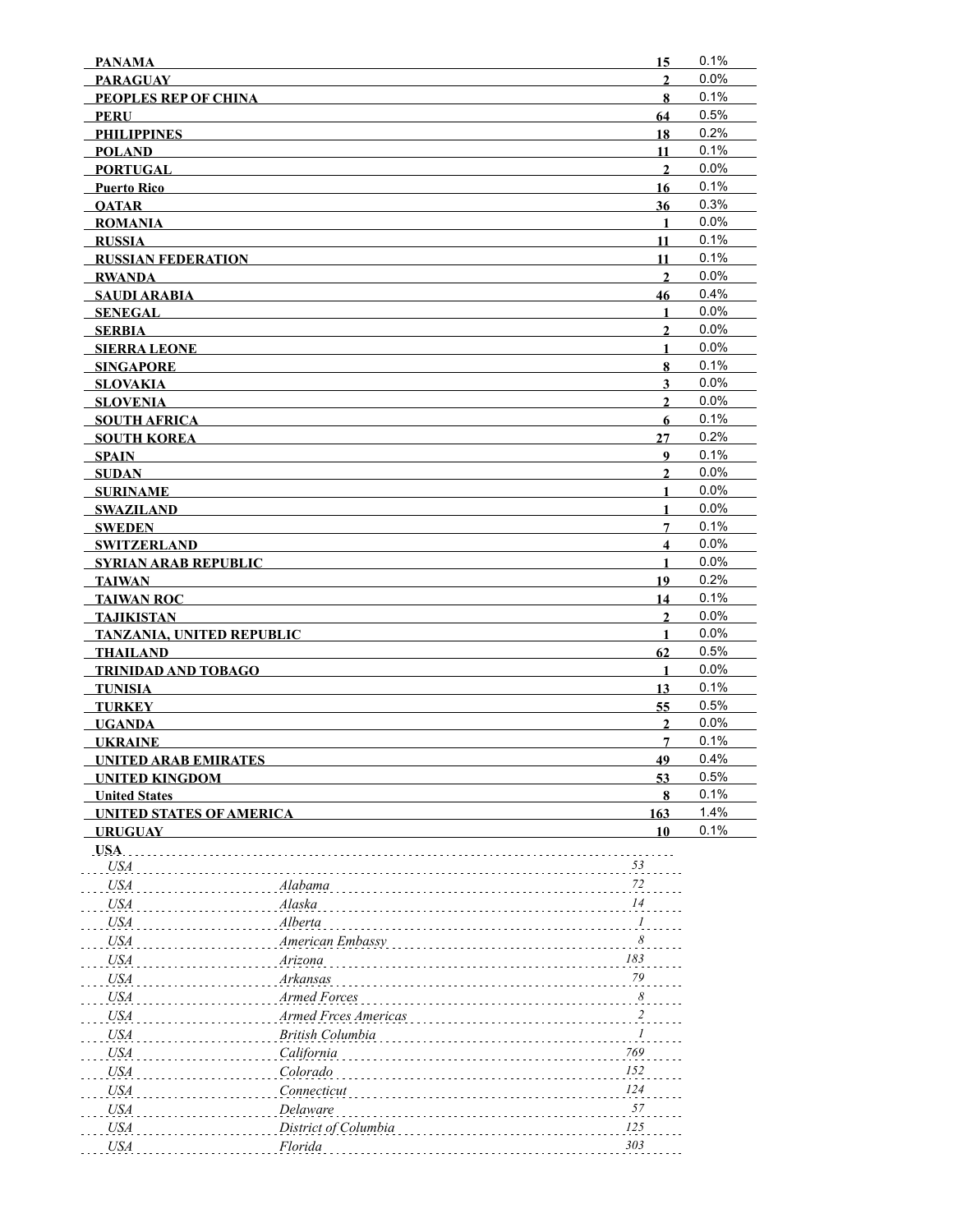| | | |
|---|---|---|
| **PANAMA** | **15** | 0.1% |
| **PARAGUAY** | **2** | 0.0% |
| **PEOPLES REP OF CHINA** | **8** | 0.1% |
| **PERU** | **64** | 0.5% |
| **PHILIPPINES** | **18** | 0.2% |
| **POLAND** | **11** | 0.1% |
| **PORTUGAL** | **2** | 0.0% |
| **Puerto Rico** | **16** | 0.1% |
| **QATAR** | **36** | 0.3% |
| **ROMANIA** | **1** | 0.0% |
| **RUSSIA** | **11** | 0.1% |
| **RUSSIAN FEDERATION** | **11** | 0.1% |
| **RWANDA** | **2** | 0.0% |
| **SAUDI ARABIA** | **46** | 0.4% |
| **SENEGAL** | **1** | 0.0% |
| **SERBIA** | **2** | 0.0% |
| **SIERRA LEONE** | **1** | 0.0% |
| **SINGAPORE** | **8** | 0.1% |
| **SLOVAKIA** | **3** | 0.0% |
| **SLOVENIA** | **2** | 0.0% |
| **SOUTH AFRICA** | **6** | 0.1% |
| **SOUTH KOREA** | **27** | 0.2% |
| **SPAIN** | **9** | 0.1% |
| **SUDAN** | **2** | 0.0% |
| **SURINAME** | **1** | 0.0% |
| **SWAZILAND** | **1** | 0.0% |
| **SWEDEN** | **7** | 0.1% |
| **SWITZERLAND** | **4** | 0.0% |
| **SYRIAN ARAB REPUBLIC** | **1** | 0.0% |
| **TAIWAN** | **19** | 0.2% |
| **TAIWAN ROC** | **14** | 0.1% |
| **TAJIKISTAN** | **2** | 0.0% |
| **TANZANIA, UNITED REPUBLIC** | **1** | 0.0% |
| **THAILAND** | **62** | 0.5% |
| **TRINIDAD AND TOBAGO** | **1** | 0.0% |
| **TUNISIA** | **13** | 0.1% |
| **TURKEY** | **55** | 0.5% |
| **UGANDA** | **2** | 0.0% |
| **UKRAINE** | **7** | 0.1% |
| **UNITED ARAB EMIRATES** | **49** | 0.4% |
| **UNITED KINGDOM** | **53** | 0.5% |
| **United States** | **8** | 0.1% |
| **UNITED STATES OF AMERICA** | **163** | 1.4% |
| **URUGUAY** | **10** | 0.1% |

**USA**

| | | |
|---|---|---|
| *USA* | | *53* |
| *USA* | *Alabama* | *72* |
| *USA* | *Alaska* | *14* |
| *USA* | *Alberta* | *1* |
| *USA* | *American Embassy* | *8* |
| *USA* | *Arizona* | *183* |
| *USA* | *Arkansas* | *79* |
| *USA* | *Armed Forces* | *8* |
| *USA* | *Armed Frces Americas* | *2* |
| *USA* | *British Columbia* | *1* |
| *USA* | *California* | *769* |
| *USA* | *Colorado* | *152* |
| *USA* | *Connecticut* | *124* |
| *USA* | *Delaware* | *57* |
| *USA* | *District of Columbia* | *125* |
| *USA* | *Florida* | *303* |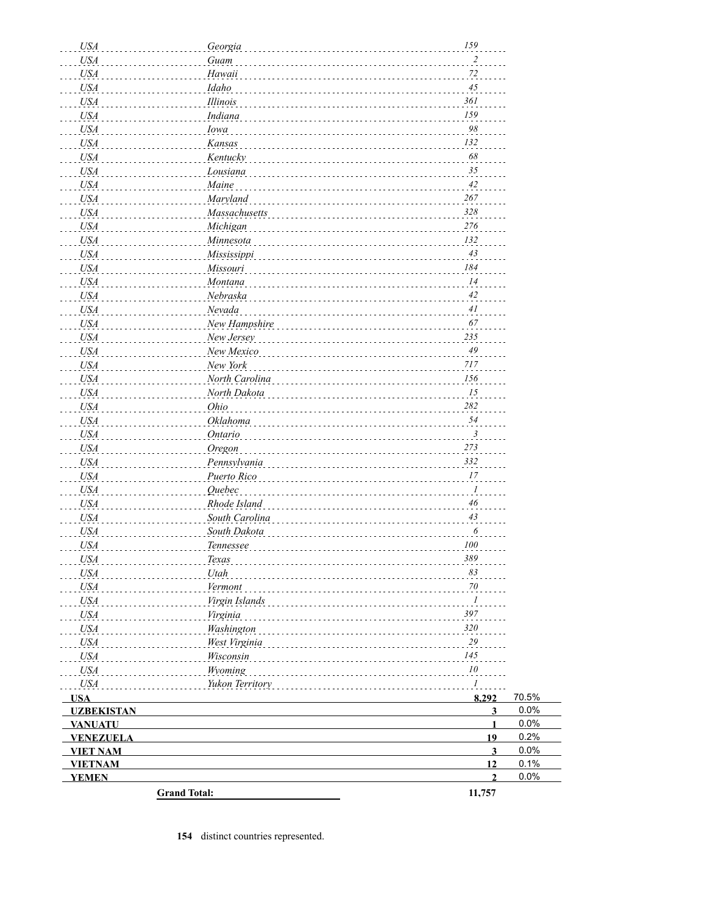| | | | |
|---|---|---|---|
| *USA* | *Georgia* | *159* | |
| *USA* | *Guam* | *2* | |
| *USA* | *Hawaii* | *72* | |
| *USA* | *Idaho* | *45* | |
| *USA* | *Illinois* | *361* | |
| *USA* | *Indiana* | *159* | |
| *USA* | *Iowa* | *98* | |
| *USA* | *Kansas* | *132* | |
| *USA* | *Kentucky* | *68* | |
| *USA* | *Lousiana* | *35* | |
| *USA* | *Maine* | *42* | |
| *USA* | *Maryland* | *267* | |
| *USA* | *Massachusetts* | *328* | |
| *USA* | *Michigan* | *276* | |
| *USA* | *Minnesota* | *132* | |
| *USA* | *Mississippi* | *43* | |
| *USA* | *Missouri* | *184* | |
| *USA* | *Montana* | *14* | |
| *USA* | *Nebraska* | *42* | |
| *USA* | *Nevada* | *41* | |
| *USA* | *New Hampshire* | *67* | |
| *USA* | *New Jersey* | *235* | |
| *USA* | *New Mexico* | *49* | |
| *USA* | *New York* | *717* | |
| *USA* | *North Carolina* | *156* | |
| *USA* | *North Dakota* | *15* | |
| *USA* | *Ohio* | *282* | |
| *USA* | *Oklahoma* | *54* | |
| *USA* | *Ontario* | *3* | |
| *USA* | *Oregon* | *273* | |
| *USA* | *Pennsylvania* | *332* | |
| *USA* | *Puerto Rico* | *17* | |
| *USA* | *Quebec* | *1* | |
| *USA* | *Rhode Island* | *46* | |
| *USA* | *South Carolina* | *43* | |
| *USA* | *South Dakota* | *6* | |
| *USA* | *Tennessee* | *100* | |
| *USA* | *Texas* | *389* | |
| *USA* | *Utah* | *83* | |
| *USA* | *Vermont* | *70* | |
| *USA* | *Virgin Islands* | *1* | |
| *USA* | *Virginia* | *397* | |
| *USA* | *Washington* | *320* | |
| *USA* | *West Virginia* | *29* | |
| *USA* | *Wisconsin* | *145* | |
| *USA* | *Wyoming* | *10* | |
| *USA* | *Yukon Territory* | *1* | |
| **USA** | | **8,292** | 70.5% |
| **UZBEKISTAN** | | **3** | 0.0% |
| **VANUATU** | | **1** | 0.0% |
| **VENEZUELA** | | **19** | 0.2% |
| **VIET NAM** | | **3** | 0.0% |
| **VIETNAM** | | **12** | 0.1% |
| **YEMEN** | | **2** | 0.0% |
| | **Grand Total:** | **11,757** | |

**154** distinct countries represented.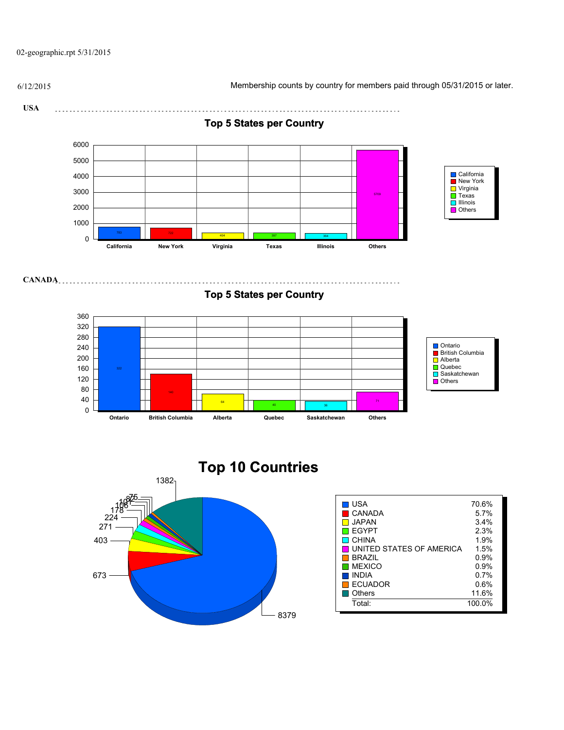02-geographic.rpt 5/31/2015

6/12/2015

Membership counts by country for members paid through 05/31/2015 or later.

**USA**

## Top 5 States per Country

| State | Count |
|---|---|
| California | 783 |
| New York | 722 |
| Virginia | 404 |
| Texas | 397 |
| Illinois | 364 |
| Others | 5709 |

**CANADA**

## Top 5 States per Country

| State | Count |
|---|---|
| Ontario | 322 |
| British Columbia | 140 |
| Alberta | 64 |
| Quebec | 40 |
| Saskatchewan | 36 |
| Others | 71 |

## Top 10 Countries

| Country | Count | Percent |
|---|---|---|
| USA | 8379 | 70.6% |
| CANADA | 673 | 5.7% |
| JAPAN | 403 | 3.4% |
| EGYPT | 271 | 2.3% |
| CHINA | 224 | 1.9% |
| UNITED STATES OF AMERICA | 178 | 1.5% |
| BRAZIL | 106 | 0.9% |
| MEXICO | 101 | 0.9% |
| INDIA | 82 | 0.7% |
| ECUADOR | 75 | 0.6% |
| Others | 1382 | 11.6% |
| Total: | | 100.0% |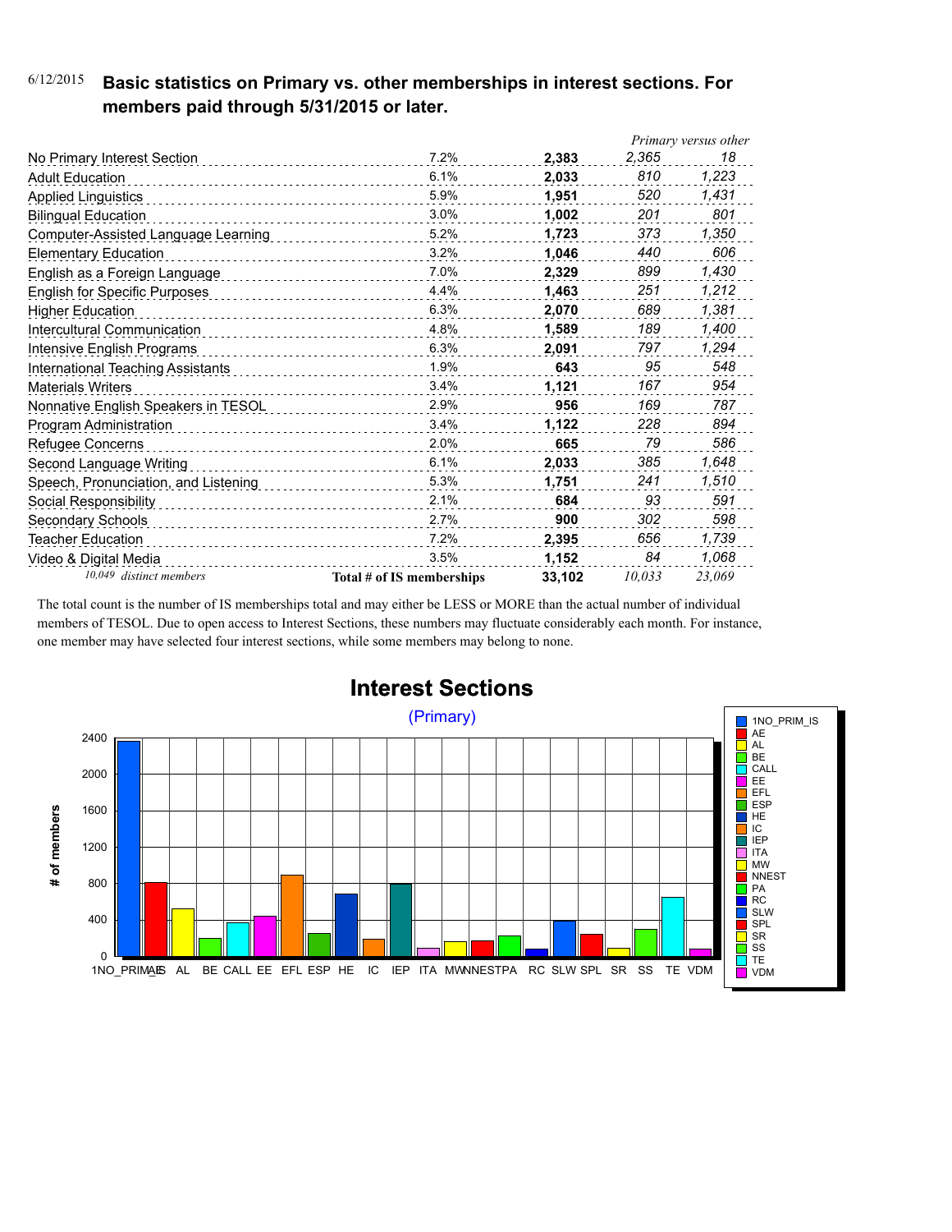6/12/2015 **Basic statistics on Primary vs. other memberships in interest sections. For members paid through 5/31/2015 or later.**

| | | | *Primary versus other* | |
|---|---|---|---|---|
| No Primary Interest Section | 7.2% | **2,383** | *2,365* | *18* |
| Adult Education | 6.1% | **2,033** | *810* | *1,223* |
| Applied Linguistics | 5.9% | **1,951** | *520* | *1,431* |
| Bilingual Education | 3.0% | **1,002** | *201* | *801* |
| Computer-Assisted Language Learning | 5.2% | **1,723** | *373* | *1,350* |
| Elementary Education | 3.2% | **1,046** | *440* | *606* |
| English as a Foreign Language | 7.0% | **2,329** | *899* | *1,430* |
| English for Specific Purposes | 4.4% | **1,463** | *251* | *1,212* |
| Higher Education | 6.3% | **2,070** | *689* | *1,381* |
| Intercultural Communication | 4.8% | **1,589** | *189* | *1,400* |
| Intensive English Programs | 6.3% | **2,091** | *797* | *1,294* |
| International Teaching Assistants | 1.9% | **643** | *95* | *548* |
| Materials Writers | 3.4% | **1,121** | *167* | *954* |
| Nonnative English Speakers in TESOL | 2.9% | **956** | *169* | *787* |
| Program Administration | 3.4% | **1,122** | *228* | *894* |
| Refugee Concerns | 2.0% | **665** | *79* | *586* |
| Second Language Writing | 6.1% | **2,033** | *385* | *1,648* |
| Speech, Pronunciation, and Listening | 5.3% | **1,751** | *241* | *1,510* |
| Social Responsibility | 2.1% | **684** | *93* | *591* |
| Secondary Schools | 2.7% | **900** | *302* | *598* |
| Teacher Education | 7.2% | **2,395** | *656* | *1,739* |
| Video & Digital Media | 3.5% | **1,152** | *84* | *1,068* |
| *10,049 distinct members* | **Total # of IS memberships** | **33,102** | *10,033* | *23,069* |

The total count is the number of IS memberships total and may either be LESS or MORE than the actual number of individual members of TESOL. Due to open access to Interest Sections, these numbers may fluctuate considerably each month. For instance, one member may have selected four interest sections, while some members may belong to none.

## Interest Sections

(Primary)

| Interest Section | # of members (Primary) |
|---|---|
| 1NO_PRIM_IS | 2,365 |
| AE | 810 |
| AL | 520 |
| BE | 201 |
| CALL | 373 |
| EE | 440 |
| EFL | 899 |
| ESP | 251 |
| HE | 689 |
| IC | 189 |
| IEP | 797 |
| ITA | 95 |
| MW | 167 |
| NNEST | 169 |
| PA | 228 |
| RC | 79 |
| SLW | 385 |
| SPL | 241 |
| SR | 93 |
| SS | 302 |
| TE | 656 |
| VDM | 84 |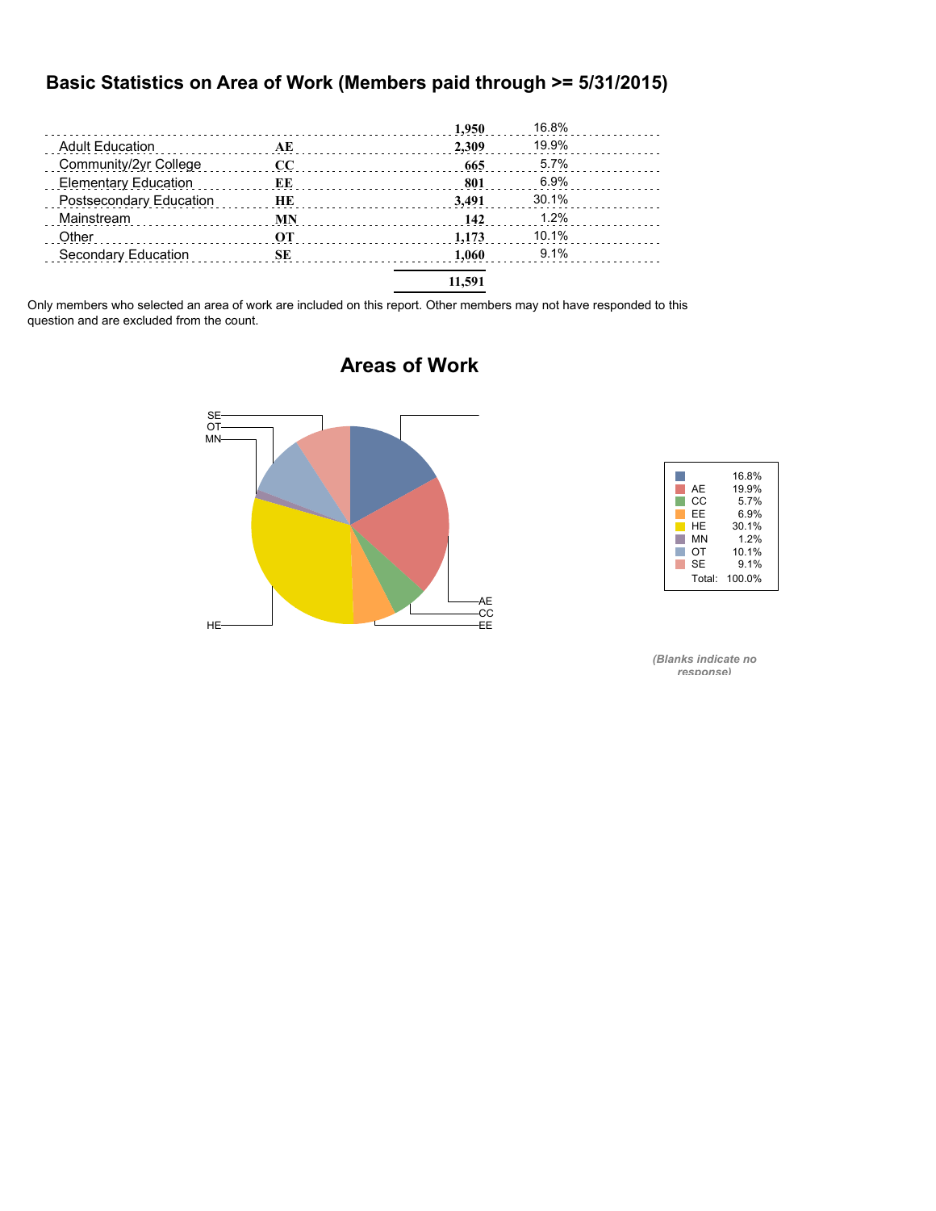# Basic Statistics on Area of Work (Members paid through >= 5/31/2015)

| | | | |
|---|---|---|---|
| | | **1,950** | 16.8% |
| Adult Education | **AE** | **2,309** | 19.9% |
| Community/2yr College | **CC** | **665** | 5.7% |
| Elementary Education | **EE** | **801** | 6.9% |
| Postsecondary Education | **HE** | **3,491** | 30.1% |
| Mainstream | **MN** | **142** | 1.2% |
| Other | **OT** | **1,173** | 10.1% |
| Secondary Education | **SE** | **1,060** | 9.1% |
| | | **11,591** | |

Only members who selected an area of work are included on this report. Other members may not have responded to this question and are excluded from the count.

## Areas of Work

| | |
|---|---|
| | 16.8% |
| AE | 19.9% |
| CC | 5.7% |
| EE | 6.9% |
| HE | 30.1% |
| MN | 1.2% |
| OT | 10.1% |
| SE | 9.1% |
| Total: | 100.0% |

*(Blanks indicate no response)*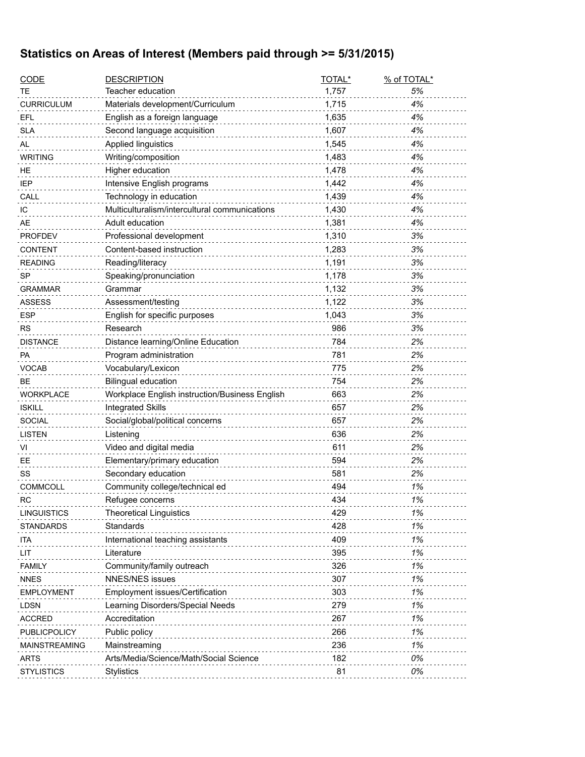## Statistics on Areas of Interest (Members paid through >= 5/31/2015)

| CODE | DESCRIPTION | TOTAL* | % of TOTAL* |
|---|---|---|---|
| TE | Teacher education | 1,757 | *5%* |
| CURRICULUM | Materials development/Curriculum | 1,715 | *4%* |
| EFL | English as a foreign language | 1,635 | *4%* |
| SLA | Second language acquisition | 1,607 | *4%* |
| AL | Applied linguistics | 1,545 | *4%* |
| WRITING | Writing/composition | 1,483 | *4%* |
| HE | Higher education | 1,478 | *4%* |
| IEP | Intensive English programs | 1,442 | *4%* |
| CALL | Technology in education | 1,439 | *4%* |
| IC | Multiculturalism/intercultural communications | 1,430 | *4%* |
| AE | Adult education | 1,381 | *4%* |
| PROFDEV | Professional development | 1,310 | *3%* |
| CONTENT | Content-based instruction | 1,283 | *3%* |
| READING | Reading/literacy | 1,191 | *3%* |
| SP | Speaking/pronunciation | 1,178 | *3%* |
| GRAMMAR | Grammar | 1,132 | *3%* |
| ASSESS | Assessment/testing | 1,122 | *3%* |
| ESP | English for specific purposes | 1,043 | *3%* |
| RS | Research | 986 | *3%* |
| DISTANCE | Distance learning/Online Education | 784 | *2%* |
| PA | Program administration | 781 | *2%* |
| VOCAB | Vocabulary/Lexicon | 775 | *2%* |
| BE | Bilingual education | 754 | *2%* |
| WORKPLACE | Workplace English instruction/Business English | 663 | *2%* |
| ISKILL | Integrated Skills | 657 | *2%* |
| SOCIAL | Social/global/political concerns | 657 | *2%* |
| LISTEN | Listening | 636 | *2%* |
| VI | Video and digital media | 611 | *2%* |
| EE | Elementary/primary education | 594 | *2%* |
| SS | Secondary education | 581 | *2%* |
| COMMCOLL | Community college/technical ed | 494 | *1%* |
| RC | Refugee concerns | 434 | *1%* |
| LINGUISTICS | Theoretical Linguistics | 429 | *1%* |
| STANDARDS | Standards | 428 | *1%* |
| ITA | International teaching assistants | 409 | *1%* |
| LIT | Literature | 395 | *1%* |
| FAMILY | Community/family outreach | 326 | *1%* |
| NNES | NNES/NES issues | 307 | *1%* |
| EMPLOYMENT | Employment issues/Certification | 303 | *1%* |
| LDSN | Learning Disorders/Special Needs | 279 | *1%* |
| ACCRED | Accreditation | 267 | *1%* |
| PUBLICPOLICY | Public policy | 266 | *1%* |
| MAINSTREAMING | Mainstreaming | 236 | *1%* |
| ARTS | Arts/Media/Science/Math/Social Science | 182 | *0%* |
| STYLISTICS | Stylistics | 81 | *0%* |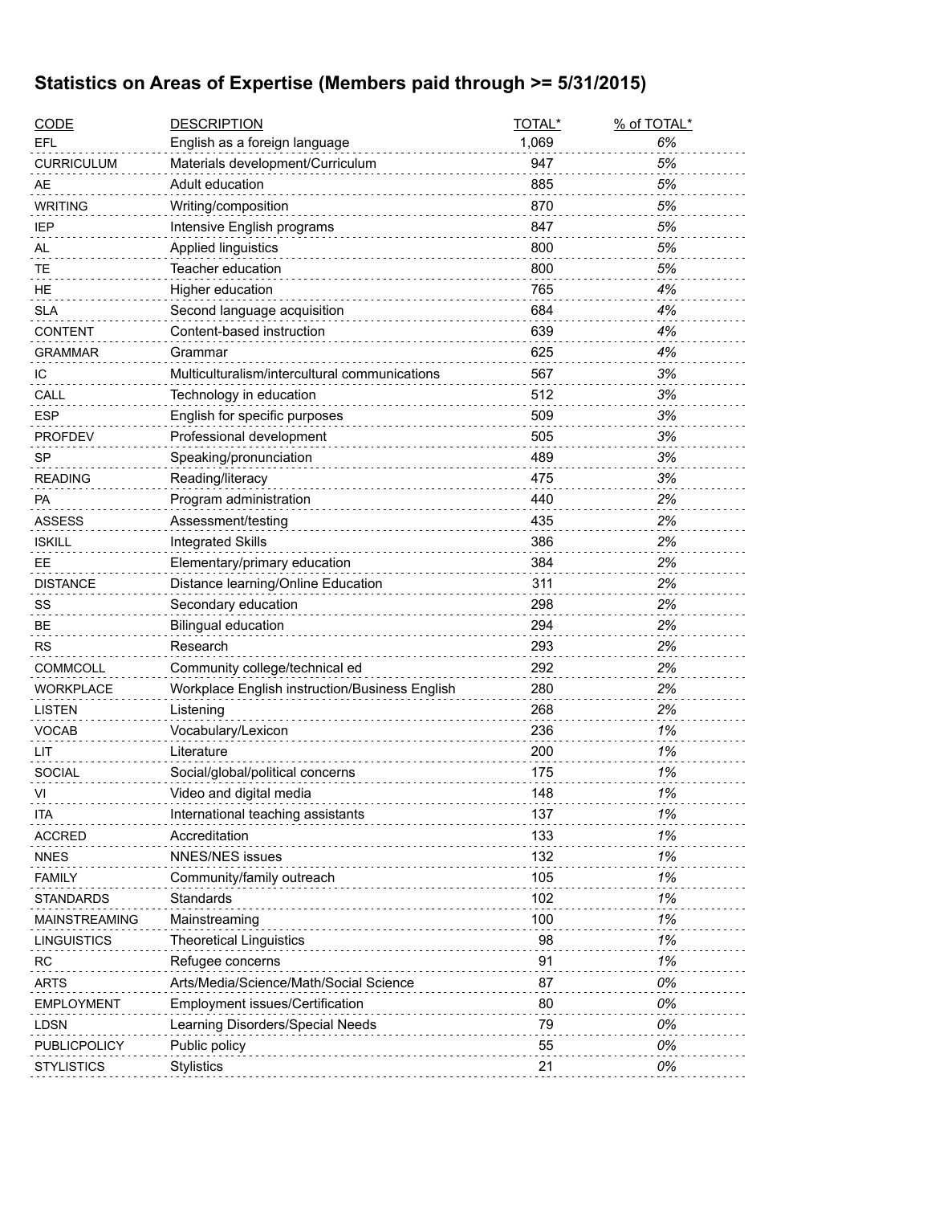## Statistics on Areas of Expertise (Members paid through >= 5/31/2015)

| CODE | DESCRIPTION | TOTAL* | % of TOTAL* |
|---|---|---|---|
| EFL | English as a foreign language | 1,069 | *6%* |
| CURRICULUM | Materials development/Curriculum | 947 | *5%* |
| AE | Adult education | 885 | *5%* |
| WRITING | Writing/composition | 870 | *5%* |
| IEP | Intensive English programs | 847 | *5%* |
| AL | Applied linguistics | 800 | *5%* |
| TE | Teacher education | 800 | *5%* |
| HE | Higher education | 765 | *4%* |
| SLA | Second language acquisition | 684 | *4%* |
| CONTENT | Content-based instruction | 639 | *4%* |
| GRAMMAR | Grammar | 625 | *4%* |
| IC | Multiculturalism/intercultural communications | 567 | *3%* |
| CALL | Technology in education | 512 | *3%* |
| ESP | English for specific purposes | 509 | *3%* |
| PROFDEV | Professional development | 505 | *3%* |
| SP | Speaking/pronunciation | 489 | *3%* |
| READING | Reading/literacy | 475 | *3%* |
| PA | Program administration | 440 | *2%* |
| ASSESS | Assessment/testing | 435 | *2%* |
| ISKILL | Integrated Skills | 386 | *2%* |
| EE | Elementary/primary education | 384 | *2%* |
| DISTANCE | Distance learning/Online Education | 311 | *2%* |
| SS | Secondary education | 298 | *2%* |
| BE | Bilingual education | 294 | *2%* |
| RS | Research | 293 | *2%* |
| COMMCOLL | Community college/technical ed | 292 | *2%* |
| WORKPLACE | Workplace English instruction/Business English | 280 | *2%* |
| LISTEN | Listening | 268 | *2%* |
| VOCAB | Vocabulary/Lexicon | 236 | *1%* |
| LIT | Literature | 200 | *1%* |
| SOCIAL | Social/global/political concerns | 175 | *1%* |
| VI | Video and digital media | 148 | *1%* |
| ITA | International teaching assistants | 137 | *1%* |
| ACCRED | Accreditation | 133 | *1%* |
| NNES | NNES/NES issues | 132 | *1%* |
| FAMILY | Community/family outreach | 105 | *1%* |
| STANDARDS | Standards | 102 | *1%* |
| MAINSTREAMING | Mainstreaming | 100 | *1%* |
| LINGUISTICS | Theoretical Linguistics | 98 | *1%* |
| RC | Refugee concerns | 91 | *1%* |
| ARTS | Arts/Media/Science/Math/Social Science | 87 | *0%* |
| EMPLOYMENT | Employment issues/Certification | 80 | *0%* |
| LDSN | Learning Disorders/Special Needs | 79 | *0%* |
| PUBLICPOLICY | Public policy | 55 | *0%* |
| STYLISTICS | Stylistics | 21 | *0%* |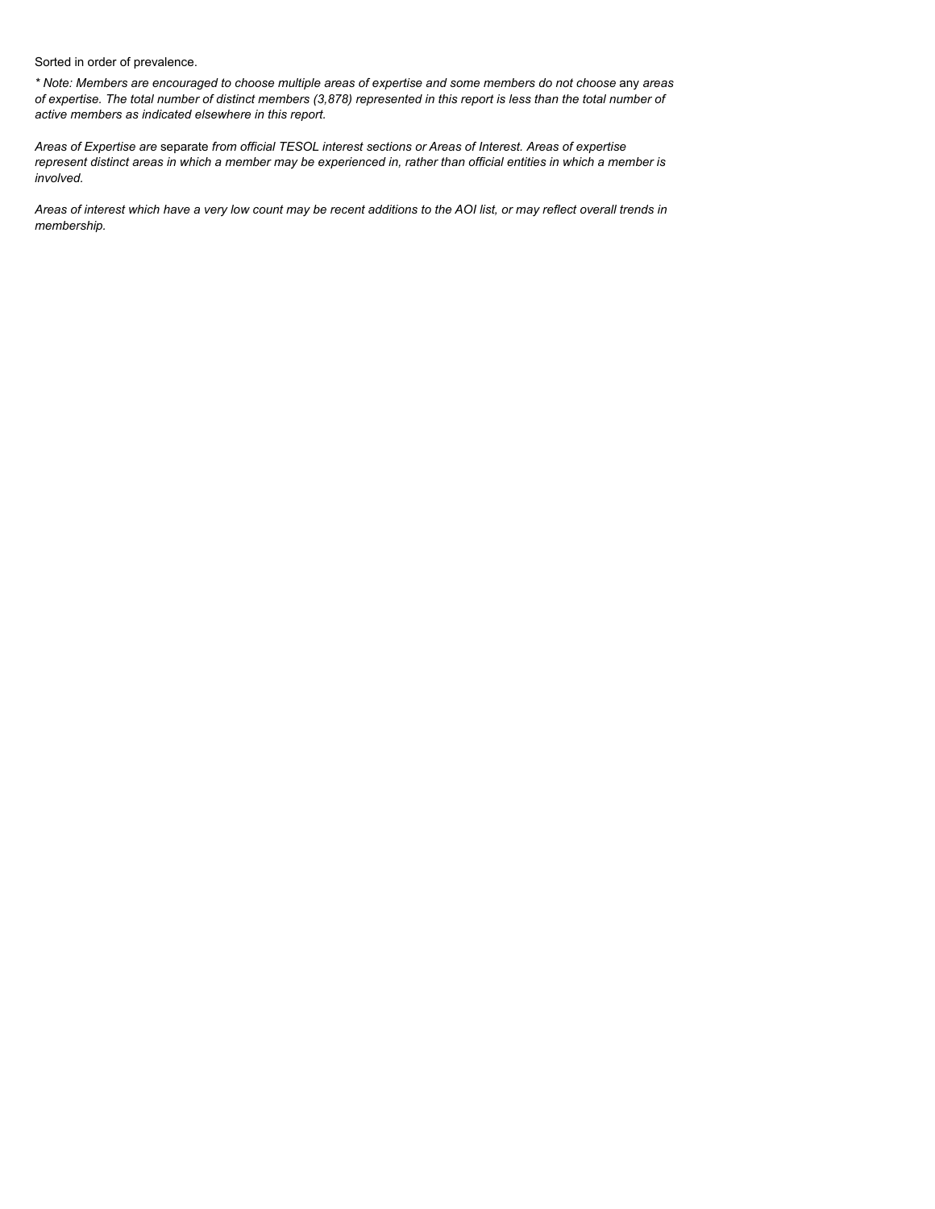Sorted in order of prevalence.

*\* Note: Members are encouraged to choose multiple areas of expertise and some members do not choose* any *areas of expertise. The total number of distinct members (3,878) represented in this report is less than the total number of active members as indicated elsewhere in this report.*

*Areas of Expertise are* separate *from official TESOL interest sections or Areas of Interest. Areas of expertise represent distinct areas in which a member may be experienced in, rather than official entities in which a member is involved.*

*Areas of interest which have a very low count may be recent additions to the AOI list, or may reflect overall trends in membership.*